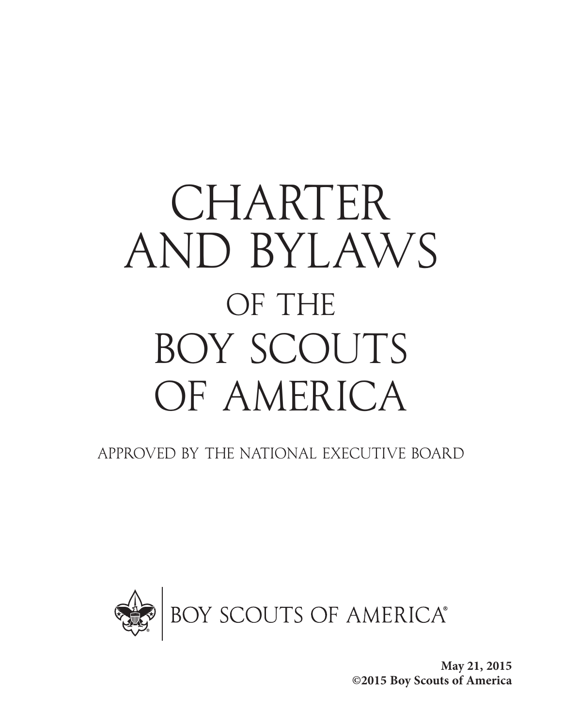# CHARTER AND BYLAWS OF THE BOY SCOUTS OF AMERICA

APPROVED BY THE NATIONAL EXECUTIVE BOARD

BOY SCOUTS OF AMERICA®

**May 21, 2015**
**©2015 Boy Scouts of America**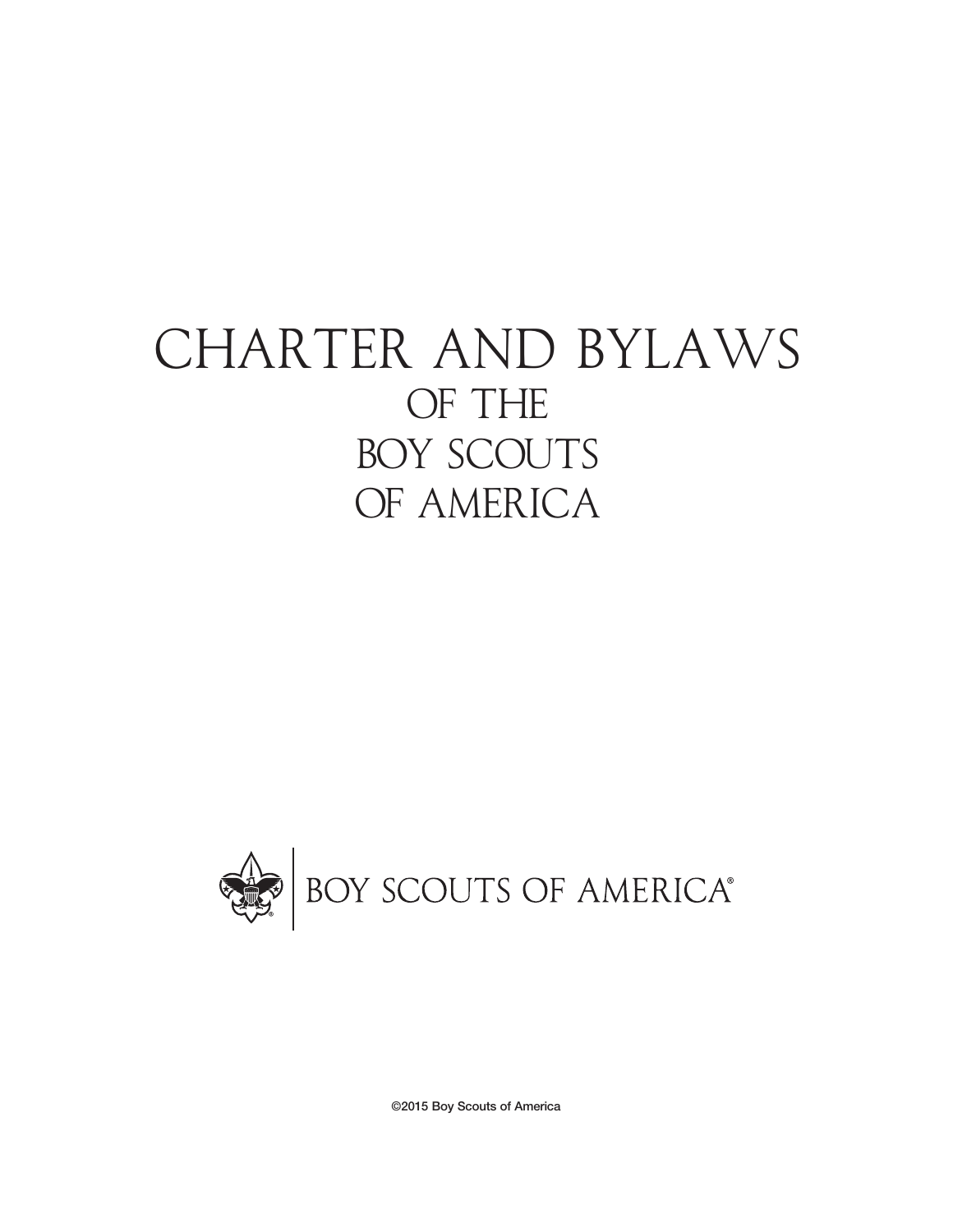# CHARTER AND BYLAWS OF THE BOY SCOUTS OF AMERICA

BOY SCOUTS OF AMERICA®

©2015 Boy Scouts of America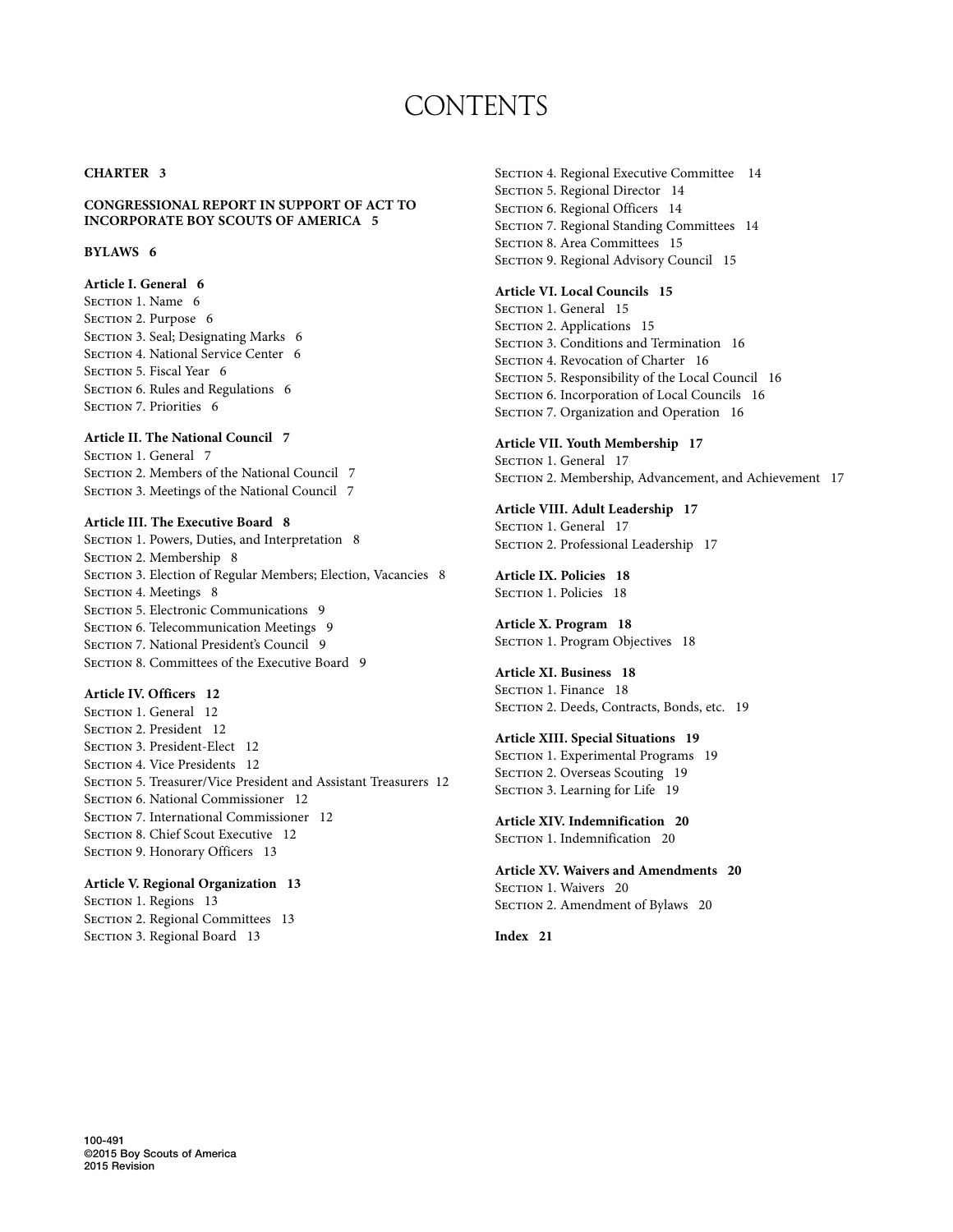# CONTENTS

**CHARTER 3**

**CONGRESSIONAL REPORT IN SUPPORT OF ACT TO INCORPORATE BOY SCOUTS OF AMERICA 5**

**BYLAWS 6**

**Article I. General 6**
Section 1. Name 6
Section 2. Purpose 6
Section 3. Seal; Designating Marks 6
Section 4. National Service Center 6
Section 5. Fiscal Year 6
Section 6. Rules and Regulations 6
Section 7. Priorities 6

**Article II. The National Council 7**
Section 1. General 7
Section 2. Members of the National Council 7
Section 3. Meetings of the National Council 7

**Article III. The Executive Board 8**
Section 1. Powers, Duties, and Interpretation 8
Section 2. Membership 8
Section 3. Election of Regular Members; Election, Vacancies 8
Section 4. Meetings 8
Section 5. Electronic Communications 9
Section 6. Telecommunication Meetings 9
Section 7. National President's Council 9
Section 8. Committees of the Executive Board 9

**Article IV. Officers 12**
Section 1. General 12
Section 2. President 12
Section 3. President-Elect 12
Section 4. Vice Presidents 12
Section 5. Treasurer/Vice President and Assistant Treasurers 12
Section 6. National Commissioner 12
Section 7. International Commissioner 12
Section 8. Chief Scout Executive 12
Section 9. Honorary Officers 13

**Article V. Regional Organization 13**
Section 1. Regions 13
Section 2. Regional Committees 13
Section 3. Regional Board 13
Section 4. Regional Executive Committee 14
Section 5. Regional Director 14
Section 6. Regional Officers 14
Section 7. Regional Standing Committees 14
Section 8. Area Committees 15
Section 9. Regional Advisory Council 15

**Article VI. Local Councils 15**
Section 1. General 15
Section 2. Applications 15
Section 3. Conditions and Termination 16
Section 4. Revocation of Charter 16
Section 5. Responsibility of the Local Council 16
Section 6. Incorporation of Local Councils 16
Section 7. Organization and Operation 16

**Article VII. Youth Membership 17**
Section 1. General 17
Section 2. Membership, Advancement, and Achievement 17

**Article VIII. Adult Leadership 17**
Section 1. General 17
Section 2. Professional Leadership 17

**Article IX. Policies 18**
Section 1. Policies 18

**Article X. Program 18**
Section 1. Program Objectives 18

**Article XI. Business 18**
Section 1. Finance 18
Section 2. Deeds, Contracts, Bonds, etc. 19

**Article XIII. Special Situations 19**
Section 1. Experimental Programs 19
Section 2. Overseas Scouting 19
Section 3. Learning for Life 19

**Article XIV. Indemnification 20**
Section 1. Indemnification 20

**Article XV. Waivers and Amendments 20**
Section 1. Waivers 20
Section 2. Amendment of Bylaws 20

**Index 21**

100-491
©2015 Boy Scouts of America
2015 Revision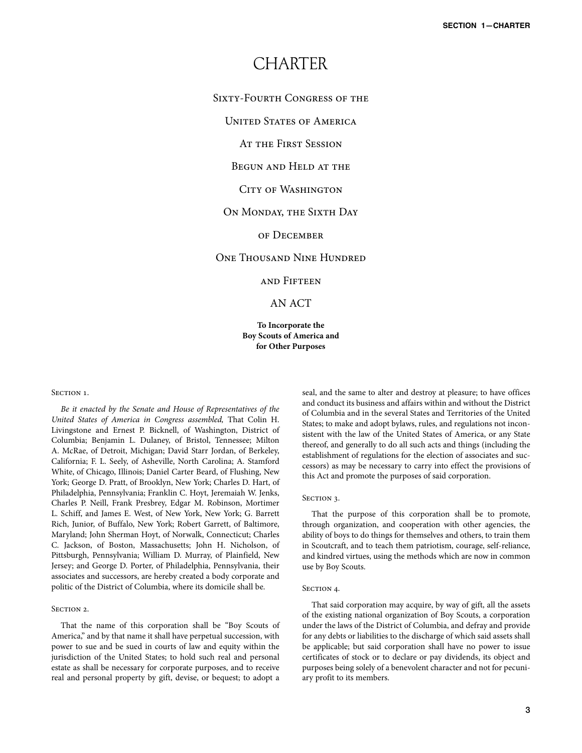# CHARTER

Sixty-Fourth Congress of the

United States of America

At the First Session

Begun and Held at the

City of Washington

On Monday, the Sixth Day

of December

One Thousand Nine Hundred

and Fifteen

## AN ACT

**To Incorporate the Boy Scouts of America and for Other Purposes**

Section 1.

*Be it enacted by the Senate and House of Representatives of the United States of America in Congress assembled,* That Colin H. Livingstone and Ernest P. Bicknell, of Washington, District of Columbia; Benjamin L. Dulaney, of Bristol, Tennessee; Milton A. McRae, of Detroit, Michigan; David Starr Jordan, of Berkeley, California; F. L. Seely, of Asheville, North Carolina; A. Stamford White, of Chicago, Illinois; Daniel Carter Beard, of Flushing, New York; George D. Pratt, of Brooklyn, New York; Charles D. Hart, of Philadelphia, Pennsylvania; Franklin C. Hoyt, Jeremaiah W. Jenks, Charles P. Neill, Frank Presbrey, Edgar M. Robinson, Mortimer L. Schiff, and James E. West, of New York, New York; G. Barrett Rich, Junior, of Buffalo, New York; Robert Garrett, of Baltimore, Maryland; John Sherman Hoyt, of Norwalk, Connecticut; Charles C. Jackson, of Boston, Massachusetts; John H. Nicholson, of Pittsburgh, Pennsylvania; William D. Murray, of Plainfield, New Jersey; and George D. Porter, of Philadelphia, Pennsylvania, their associates and successors, are hereby created a body corporate and politic of the District of Columbia, where its domicile shall be.

Section 2.

That the name of this corporation shall be "Boy Scouts of America," and by that name it shall have perpetual succession, with power to sue and be sued in courts of law and equity within the jurisdiction of the United States; to hold such real and personal estate as shall be necessary for corporate purposes, and to receive real and personal property by gift, devise, or bequest; to adopt a seal, and the same to alter and destroy at pleasure; to have offices and conduct its business and affairs within and without the District of Columbia and in the several States and Territories of the United States; to make and adopt bylaws, rules, and regulations not inconsistent with the law of the United States of America, or any State thereof, and generally to do all such acts and things (including the establishment of regulations for the election of associates and successors) as may be necessary to carry into effect the provisions of this Act and promote the purposes of said corporation.

Section 3.

That the purpose of this corporation shall be to promote, through organization, and cooperation with other agencies, the ability of boys to do things for themselves and others, to train them in Scoutcraft, and to teach them patriotism, courage, self-reliance, and kindred virtues, using the methods which are now in common use by Boy Scouts.

Section 4.

That said corporation may acquire, by way of gift, all the assets of the existing national organization of Boy Scouts, a corporation under the laws of the District of Columbia, and defray and provide for any debts or liabilities to the discharge of which said assets shall be applicable; but said corporation shall have no power to issue certificates of stock or to declare or pay dividends, its object and purposes being solely of a benevolent character and not for pecuniary profit to its members.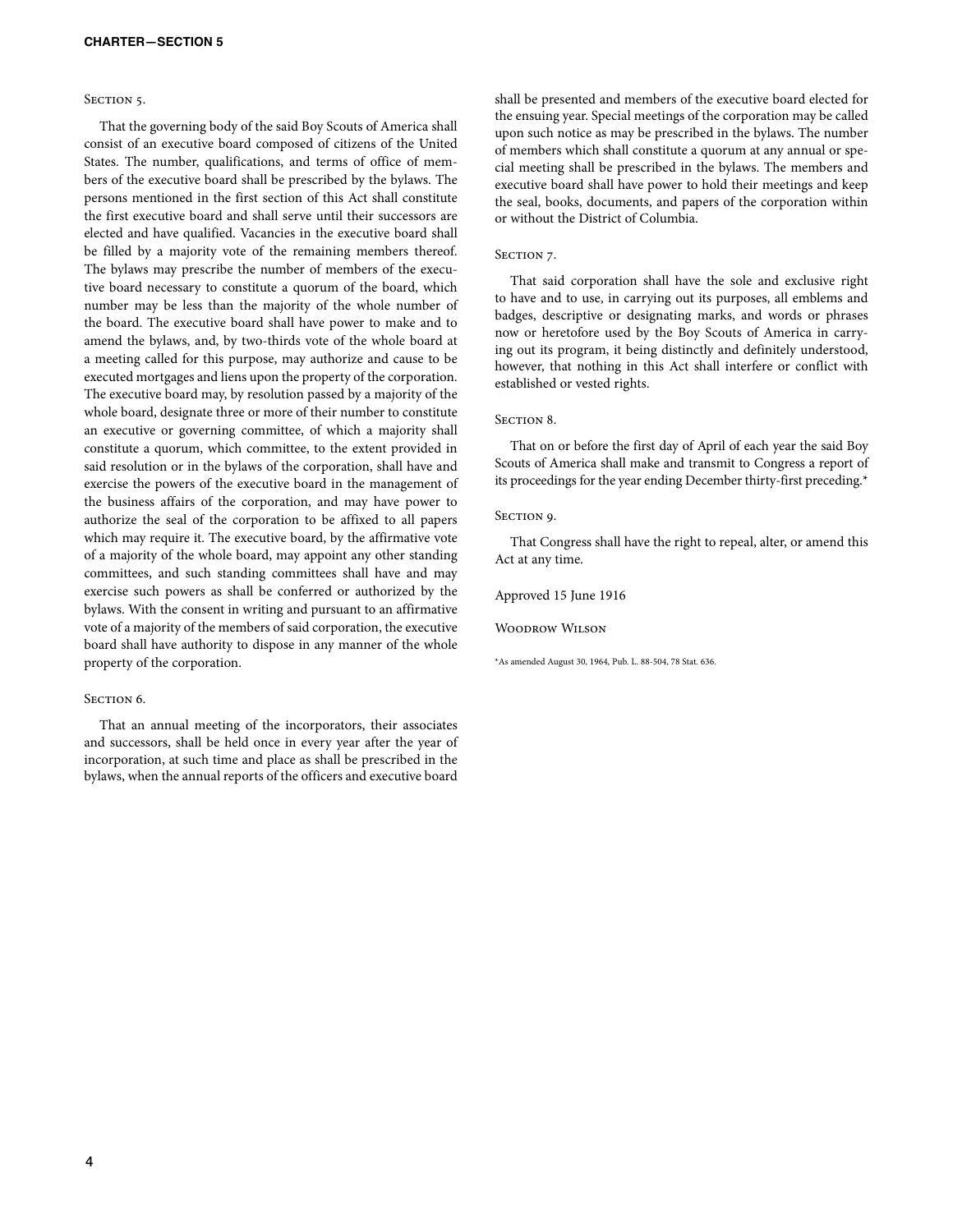### Section 5.

That the governing body of the said Boy Scouts of America shall consist of an executive board composed of citizens of the United States. The number, qualifications, and terms of office of members of the executive board shall be prescribed by the bylaws. The persons mentioned in the first section of this Act shall constitute the first executive board and shall serve until their successors are elected and have qualified. Vacancies in the executive board shall be filled by a majority vote of the remaining members thereof. The bylaws may prescribe the number of members of the executive board necessary to constitute a quorum of the board, which number may be less than the majority of the whole number of the board. The executive board shall have power to make and to amend the bylaws, and, by two-thirds vote of the whole board at a meeting called for this purpose, may authorize and cause to be executed mortgages and liens upon the property of the corporation. The executive board may, by resolution passed by a majority of the whole board, designate three or more of their number to constitute an executive or governing committee, of which a majority shall constitute a quorum, which committee, to the extent provided in said resolution or in the bylaws of the corporation, shall have and exercise the powers of the executive board in the management of the business affairs of the corporation, and may have power to authorize the seal of the corporation to be affixed to all papers which may require it. The executive board, by the affirmative vote of a majority of the whole board, may appoint any other standing committees, and such standing committees shall have and may exercise such powers as shall be conferred or authorized by the bylaws. With the consent in writing and pursuant to an affirmative vote of a majority of the members of said corporation, the executive board shall have authority to dispose in any manner of the whole property of the corporation.

### Section 6.

That an annual meeting of the incorporators, their associates and successors, shall be held once in every year after the year of incorporation, at such time and place as shall be prescribed in the bylaws, when the annual reports of the officers and executive board shall be presented and members of the executive board elected for the ensuing year. Special meetings of the corporation may be called upon such notice as may be prescribed in the bylaws. The number of members which shall constitute a quorum at any annual or special meeting shall be prescribed in the bylaws. The members and executive board shall have power to hold their meetings and keep the seal, books, documents, and papers of the corporation within or without the District of Columbia.

### Section 7.

That said corporation shall have the sole and exclusive right to have and to use, in carrying out its purposes, all emblems and badges, descriptive or designating marks, and words or phrases now or heretofore used by the Boy Scouts of America in carrying out its program, it being distinctly and definitely understood, however, that nothing in this Act shall interfere or conflict with established or vested rights.

### Section 8.

That on or before the first day of April of each year the said Boy Scouts of America shall make and transmit to Congress a report of its proceedings for the year ending December thirty-first preceding.*

### Section 9.

That Congress shall have the right to repeal, alter, or amend this Act at any time.

Approved 15 June 1916

Woodrow Wilson

*As amended August 30, 1964, Pub. L. 88-504, 78 Stat. 636.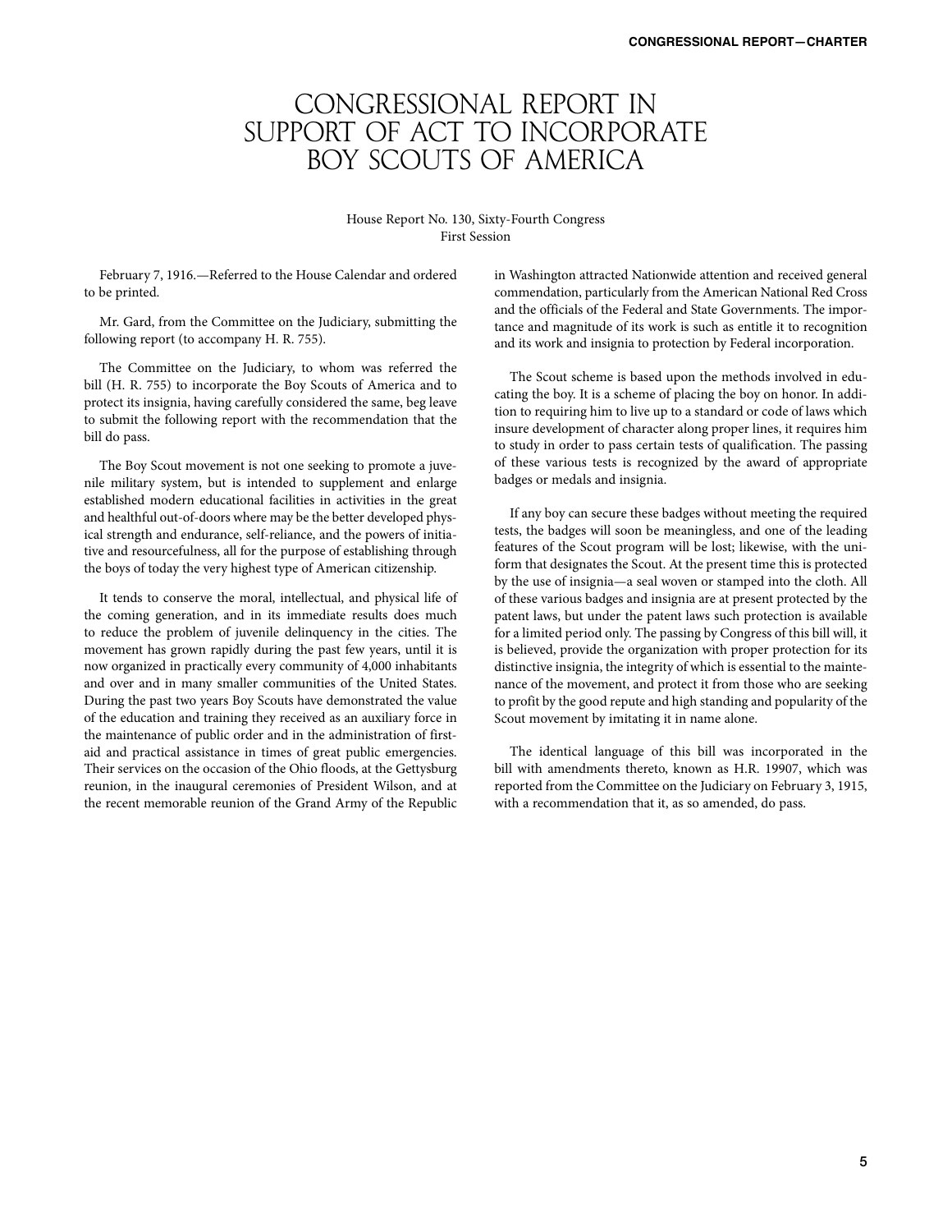# CONGRESSIONAL REPORT IN SUPPORT OF ACT TO INCORPORATE BOY SCOUTS OF AMERICA

House Report No. 130, Sixty-Fourth Congress
First Session

February 7, 1916.—Referred to the House Calendar and ordered to be printed.

Mr. Gard, from the Committee on the Judiciary, submitting the following report (to accompany H. R. 755).

The Committee on the Judiciary, to whom was referred the bill (H. R. 755) to incorporate the Boy Scouts of America and to protect its insignia, having carefully considered the same, beg leave to submit the following report with the recommendation that the bill do pass.

The Boy Scout movement is not one seeking to promote a juvenile military system, but is intended to supplement and enlarge established modern educational facilities in activities in the great and healthful out-of-doors where may be the better developed physical strength and endurance, self-reliance, and the powers of initiative and resourcefulness, all for the purpose of establishing through the boys of today the very highest type of American citizenship.

It tends to conserve the moral, intellectual, and physical life of the coming generation, and in its immediate results does much to reduce the problem of juvenile delinquency in the cities. The movement has grown rapidly during the past few years, until it is now organized in practically every community of 4,000 inhabitants and over and in many smaller communities of the United States. During the past two years Boy Scouts have demonstrated the value of the education and training they received as an auxiliary force in the maintenance of public order and in the administration of first-aid and practical assistance in times of great public emergencies. Their services on the occasion of the Ohio floods, at the Gettysburg reunion, in the inaugural ceremonies of President Wilson, and at the recent memorable reunion of the Grand Army of the Republic in Washington attracted Nationwide attention and received general commendation, particularly from the American National Red Cross and the officials of the Federal and State Governments. The importance and magnitude of its work is such as entitle it to recognition and its work and insignia to protection by Federal incorporation.

The Scout scheme is based upon the methods involved in educating the boy. It is a scheme of placing the boy on honor. In addition to requiring him to live up to a standard or code of laws which insure development of character along proper lines, it requires him to study in order to pass certain tests of qualification. The passing of these various tests is recognized by the award of appropriate badges or medals and insignia.

If any boy can secure these badges without meeting the required tests, the badges will soon be meaningless, and one of the leading features of the Scout program will be lost; likewise, with the uniform that designates the Scout. At the present time this is protected by the use of insignia—a seal woven or stamped into the cloth. All of these various badges and insignia are at present protected by the patent laws, but under the patent laws such protection is available for a limited period only. The passing by Congress of this bill will, it is believed, provide the organization with proper protection for its distinctive insignia, the integrity of which is essential to the maintenance of the movement, and protect it from those who are seeking to profit by the good repute and high standing and popularity of the Scout movement by imitating it in name alone.

The identical language of this bill was incorporated in the bill with amendments thereto, known as H.R. 19907, which was reported from the Committee on the Judiciary on February 3, 1915, with a recommendation that it, as so amended, do pass.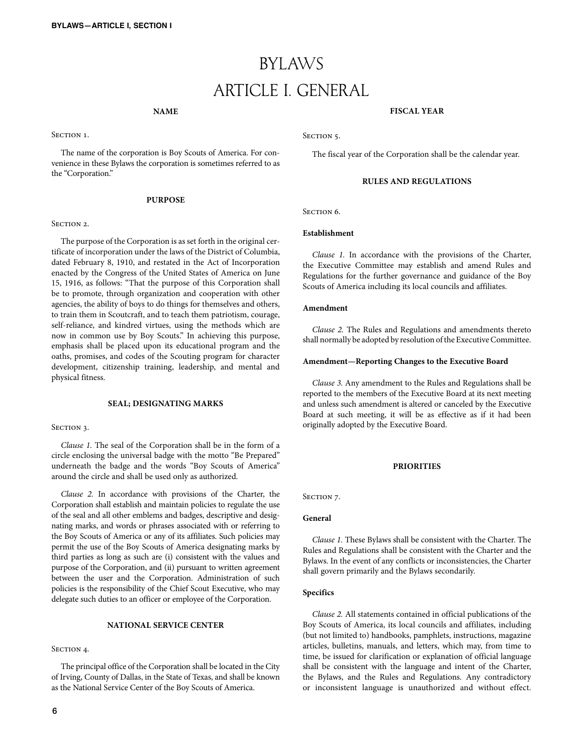# BYLAWS

## ARTICLE I. GENERAL

### NAME

Section 1.

The name of the corporation is Boy Scouts of America. For convenience in these Bylaws the corporation is sometimes referred to as the "Corporation."

### PURPOSE

Section 2.

The purpose of the Corporation is as set forth in the original certificate of incorporation under the laws of the District of Columbia, dated February 8, 1910, and restated in the Act of Incorporation enacted by the Congress of the United States of America on June 15, 1916, as follows: "That the purpose of this Corporation shall be to promote, through organization and cooperation with other agencies, the ability of boys to do things for themselves and others, to train them in Scoutcraft, and to teach them patriotism, courage, self-reliance, and kindred virtues, using the methods which are now in common use by Boy Scouts." In achieving this purpose, emphasis shall be placed upon its educational program and the oaths, promises, and codes of the Scouting program for character development, citizenship training, leadership, and mental and physical fitness.

### SEAL; DESIGNATING MARKS

Section 3.

*Clause 1.* The seal of the Corporation shall be in the form of a circle enclosing the universal badge with the motto "Be Prepared" underneath the badge and the words "Boy Scouts of America" around the circle and shall be used only as authorized.

*Clause 2.* In accordance with provisions of the Charter, the Corporation shall establish and maintain policies to regulate the use of the seal and all other emblems and badges, descriptive and designating marks, and words or phrases associated with or referring to the Boy Scouts of America or any of its affiliates. Such policies may permit the use of the Boy Scouts of America designating marks by third parties as long as such are (i) consistent with the values and purpose of the Corporation, and (ii) pursuant to written agreement between the user and the Corporation. Administration of such policies is the responsibility of the Chief Scout Executive, who may delegate such duties to an officer or employee of the Corporation.

### NATIONAL SERVICE CENTER

Section 4.

The principal office of the Corporation shall be located in the City of Irving, County of Dallas, in the State of Texas, and shall be known as the National Service Center of the Boy Scouts of America.

### FISCAL YEAR

Section 5.

The fiscal year of the Corporation shall be the calendar year.

### RULES AND REGULATIONS

Section 6.

**Establishment**

*Clause 1.* In accordance with the provisions of the Charter, the Executive Committee may establish and amend Rules and Regulations for the further governance and guidance of the Boy Scouts of America including its local councils and affiliates.

**Amendment**

*Clause 2.* The Rules and Regulations and amendments thereto shall normally be adopted by resolution of the Executive Committee.

**Amendment—Reporting Changes to the Executive Board**

*Clause 3.* Any amendment to the Rules and Regulations shall be reported to the members of the Executive Board at its next meeting and unless such amendment is altered or canceled by the Executive Board at such meeting, it will be as effective as if it had been originally adopted by the Executive Board.

### PRIORITIES

Section 7.

**General**

*Clause 1.* These Bylaws shall be consistent with the Charter. The Rules and Regulations shall be consistent with the Charter and the Bylaws. In the event of any conflicts or inconsistencies, the Charter shall govern primarily and the Bylaws secondarily.

**Specifics**

*Clause 2.* All statements contained in official publications of the Boy Scouts of America, its local councils and affiliates, including (but not limited to) handbooks, pamphlets, instructions, magazine articles, bulletins, manuals, and letters, which may, from time to time, be issued for clarification or explanation of official language shall be consistent with the language and intent of the Charter, the Bylaws, and the Rules and Regulations. Any contradictory or inconsistent language is unauthorized and without effect.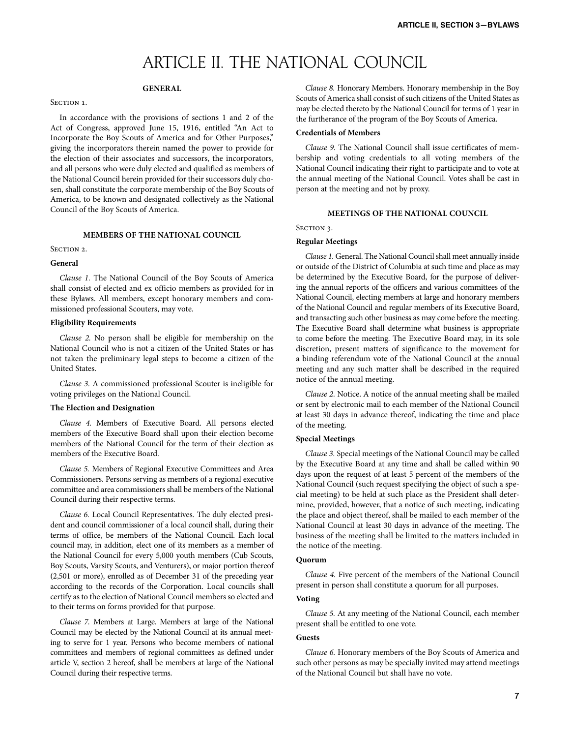# ARTICLE II. THE NATIONAL COUNCIL

**GENERAL**

Section 1.

In accordance with the provisions of sections 1 and 2 of the Act of Congress, approved June 15, 1916, entitled "An Act to Incorporate the Boy Scouts of America and for Other Purposes," giving the incorporators therein named the power to provide for the election of their associates and successors, the incorporators, and all persons who were duly elected and qualified as members of the National Council herein provided for their successors duly chosen, shall constitute the corporate membership of the Boy Scouts of America, to be known and designated collectively as the National Council of the Boy Scouts of America.

**MEMBERS OF THE NATIONAL COUNCIL**

Section 2.

**General**

*Clause 1.* The National Council of the Boy Scouts of America shall consist of elected and ex officio members as provided for in these Bylaws. All members, except honorary members and commissioned professional Scouters, may vote.

**Eligibility Requirements**

*Clause 2.* No person shall be eligible for membership on the National Council who is not a citizen of the United States or has not taken the preliminary legal steps to become a citizen of the United States.

*Clause 3.* A commissioned professional Scouter is ineligible for voting privileges on the National Council.

**The Election and Designation**

*Clause 4.* Members of Executive Board. All persons elected members of the Executive Board shall upon their election become members of the National Council for the term of their election as members of the Executive Board.

*Clause 5.* Members of Regional Executive Committees and Area Commissioners. Persons serving as members of a regional executive committee and area commissioners shall be members of the National Council during their respective terms.

*Clause 6.* Local Council Representatives. The duly elected president and council commissioner of a local council shall, during their terms of office, be members of the National Council. Each local council may, in addition, elect one of its members as a member of the National Council for every 5,000 youth members (Cub Scouts, Boy Scouts, Varsity Scouts, and Venturers), or major portion thereof (2,501 or more), enrolled as of December 31 of the preceding year according to the records of the Corporation. Local councils shall certify as to the election of National Council members so elected and to their terms on forms provided for that purpose.

*Clause 7.* Members at Large. Members at large of the National Council may be elected by the National Council at its annual meeting to serve for 1 year. Persons who become members of national committees and members of regional committees as defined under article V, section 2 hereof, shall be members at large of the National Council during their respective terms.

*Clause 8.* Honorary Members. Honorary membership in the Boy Scouts of America shall consist of such citizens of the United States as may be elected thereto by the National Council for terms of 1 year in the furtherance of the program of the Boy Scouts of America.

**Credentials of Members**

*Clause 9.* The National Council shall issue certificates of membership and voting credentials to all voting members of the National Council indicating their right to participate and to vote at the annual meeting of the National Council. Votes shall be cast in person at the meeting and not by proxy.

**MEETINGS OF THE NATIONAL COUNCIL**

Section 3.

**Regular Meetings**

*Clause 1.* General. The National Council shall meet annually inside or outside of the District of Columbia at such time and place as may be determined by the Executive Board, for the purpose of delivering the annual reports of the officers and various committees of the National Council, electing members at large and honorary members of the National Council and regular members of its Executive Board, and transacting such other business as may come before the meeting. The Executive Board shall determine what business is appropriate to come before the meeting. The Executive Board may, in its sole discretion, present matters of significance to the movement for a binding referendum vote of the National Council at the annual meeting and any such matter shall be described in the required notice of the annual meeting.

*Clause 2.* Notice. A notice of the annual meeting shall be mailed or sent by electronic mail to each member of the National Council at least 30 days in advance thereof, indicating the time and place of the meeting.

**Special Meetings**

*Clause 3.* Special meetings of the National Council may be called by the Executive Board at any time and shall be called within 90 days upon the request of at least 5 percent of the members of the National Council (such request specifying the object of such a special meeting) to be held at such place as the President shall determine, provided, however, that a notice of such meeting, indicating the place and object thereof, shall be mailed to each member of the National Council at least 30 days in advance of the meeting. The business of the meeting shall be limited to the matters included in the notice of the meeting.

**Quorum**

*Clause 4.* Five percent of the members of the National Council present in person shall constitute a quorum for all purposes.

**Voting**

*Clause 5.* At any meeting of the National Council, each member present shall be entitled to one vote.

**Guests**

*Clause 6.* Honorary members of the Boy Scouts of America and such other persons as may be specially invited may attend meetings of the National Council but shall have no vote.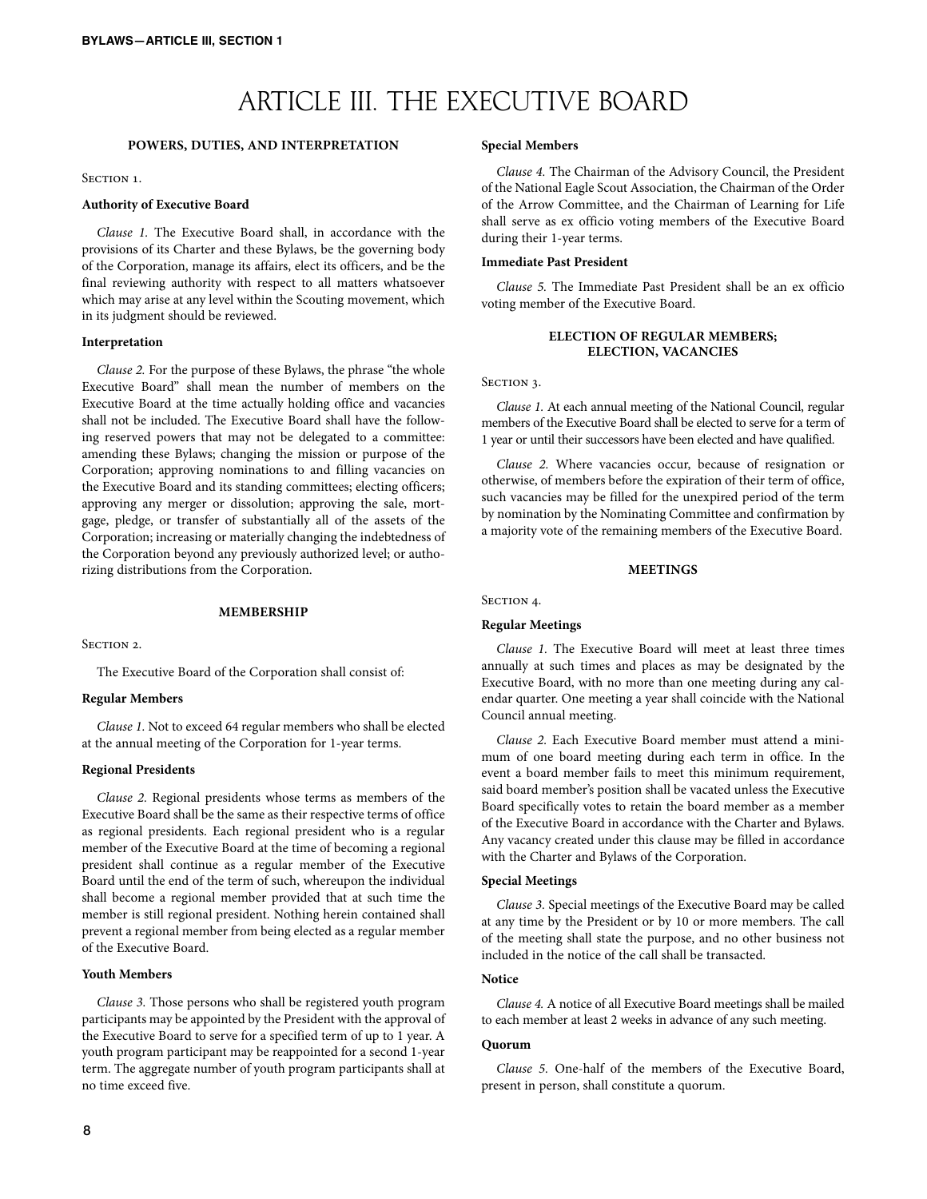# ARTICLE III. THE EXECUTIVE BOARD

### POWERS, DUTIES, AND INTERPRETATION

Section 1.

**Authority of Executive Board**

*Clause 1.* The Executive Board shall, in accordance with the provisions of its Charter and these Bylaws, be the governing body of the Corporation, manage its affairs, elect its officers, and be the final reviewing authority with respect to all matters whatsoever which may arise at any level within the Scouting movement, which in its judgment should be reviewed.

**Interpretation**

*Clause 2.* For the purpose of these Bylaws, the phrase "the whole Executive Board" shall mean the number of members on the Executive Board at the time actually holding office and vacancies shall not be included. The Executive Board shall have the following reserved powers that may not be delegated to a committee: amending these Bylaws; changing the mission or purpose of the Corporation; approving nominations to and filling vacancies on the Executive Board and its standing committees; electing officers; approving any merger or dissolution; approving the sale, mortgage, pledge, or transfer of substantially all of the assets of the Corporation; increasing or materially changing the indebtedness of the Corporation beyond any previously authorized level; or authorizing distributions from the Corporation.

### MEMBERSHIP

Section 2.

The Executive Board of the Corporation shall consist of:

**Regular Members**

*Clause 1.* Not to exceed 64 regular members who shall be elected at the annual meeting of the Corporation for 1-year terms.

**Regional Presidents**

*Clause 2.* Regional presidents whose terms as members of the Executive Board shall be the same as their respective terms of office as regional presidents. Each regional president who is a regular member of the Executive Board at the time of becoming a regional president shall continue as a regular member of the Executive Board until the end of the term of such, whereupon the individual shall become a regional member provided that at such time the member is still regional president. Nothing herein contained shall prevent a regional member from being elected as a regular member of the Executive Board.

**Youth Members**

*Clause 3.* Those persons who shall be registered youth program participants may be appointed by the President with the approval of the Executive Board to serve for a specified term of up to 1 year. A youth program participant may be reappointed for a second 1-year term. The aggregate number of youth program participants shall at no time exceed five.

**Special Members**

*Clause 4.* The Chairman of the Advisory Council, the President of the National Eagle Scout Association, the Chairman of the Order of the Arrow Committee, and the Chairman of Learning for Life shall serve as ex officio voting members of the Executive Board during their 1-year terms.

**Immediate Past President**

*Clause 5.* The Immediate Past President shall be an ex officio voting member of the Executive Board.

### ELECTION OF REGULAR MEMBERS; ELECTION, VACANCIES

Section 3.

*Clause 1.* At each annual meeting of the National Council, regular members of the Executive Board shall be elected to serve for a term of 1 year or until their successors have been elected and have qualified.

*Clause 2.* Where vacancies occur, because of resignation or otherwise, of members before the expiration of their term of office, such vacancies may be filled for the unexpired period of the term by nomination by the Nominating Committee and confirmation by a majority vote of the remaining members of the Executive Board.

### MEETINGS

Section 4.

**Regular Meetings**

*Clause 1.* The Executive Board will meet at least three times annually at such times and places as may be designated by the Executive Board, with no more than one meeting during any calendar quarter. One meeting a year shall coincide with the National Council annual meeting.

*Clause 2.* Each Executive Board member must attend a minimum of one board meeting during each term in office. In the event a board member fails to meet this minimum requirement, said board member's position shall be vacated unless the Executive Board specifically votes to retain the board member as a member of the Executive Board in accordance with the Charter and Bylaws. Any vacancy created under this clause may be filled in accordance with the Charter and Bylaws of the Corporation.

**Special Meetings**

*Clause 3.* Special meetings of the Executive Board may be called at any time by the President or by 10 or more members. The call of the meeting shall state the purpose, and no other business not included in the notice of the call shall be transacted.

**Notice**

*Clause 4.* A notice of all Executive Board meetings shall be mailed to each member at least 2 weeks in advance of any such meeting.

**Quorum**

*Clause 5.* One-half of the members of the Executive Board, present in person, shall constitute a quorum.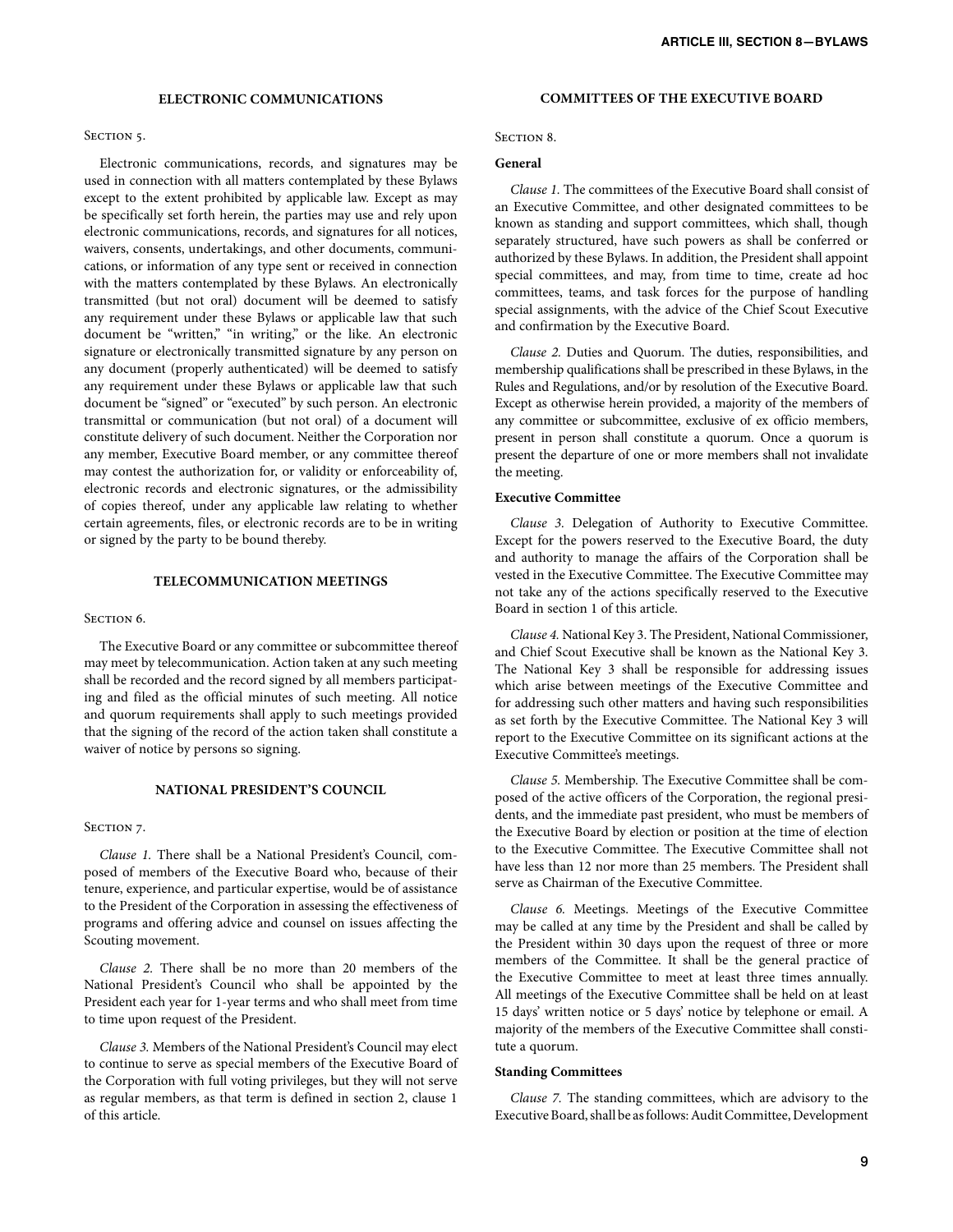## ELECTRONIC COMMUNICATIONS

Section 5.

Electronic communications, records, and signatures may be used in connection with all matters contemplated by these Bylaws except to the extent prohibited by applicable law. Except as may be specifically set forth herein, the parties may use and rely upon electronic communications, records, and signatures for all notices, waivers, consents, undertakings, and other documents, communications, or information of any type sent or received in connection with the matters contemplated by these Bylaws. An electronically transmitted (but not oral) document will be deemed to satisfy any requirement under these Bylaws or applicable law that such document be "written," "in writing," or the like. An electronic signature or electronically transmitted signature by any person on any document (properly authenticated) will be deemed to satisfy any requirement under these Bylaws or applicable law that such document be "signed" or "executed" by such person. An electronic transmittal or communication (but not oral) of a document will constitute delivery of such document. Neither the Corporation nor any member, Executive Board member, or any committee thereof may contest the authorization for, or validity or enforceability of, electronic records and electronic signatures, or the admissibility of copies thereof, under any applicable law relating to whether certain agreements, files, or electronic records are to be in writing or signed by the party to be bound thereby.

## TELECOMMUNICATION MEETINGS

Section 6.

The Executive Board or any committee or subcommittee thereof may meet by telecommunication. Action taken at any such meeting shall be recorded and the record signed by all members participating and filed as the official minutes of such meeting. All notice and quorum requirements shall apply to such meetings provided that the signing of the record of the action taken shall constitute a waiver of notice by persons so signing.

## NATIONAL PRESIDENT'S COUNCIL

Section 7.

*Clause 1.* There shall be a National President's Council, composed of members of the Executive Board who, because of their tenure, experience, and particular expertise, would be of assistance to the President of the Corporation in assessing the effectiveness of programs and offering advice and counsel on issues affecting the Scouting movement.

*Clause 2.* There shall be no more than 20 members of the National President's Council who shall be appointed by the President each year for 1-year terms and who shall meet from time to time upon request of the President.

*Clause 3.* Members of the National President's Council may elect to continue to serve as special members of the Executive Board of the Corporation with full voting privileges, but they will not serve as regular members, as that term is defined in section 2, clause 1 of this article.

## COMMITTEES OF THE EXECUTIVE BOARD

Section 8.

**General**

*Clause 1.* The committees of the Executive Board shall consist of an Executive Committee, and other designated committees to be known as standing and support committees, which shall, though separately structured, have such powers as shall be conferred or authorized by these Bylaws. In addition, the President shall appoint special committees, and may, from time to time, create ad hoc committees, teams, and task forces for the purpose of handling special assignments, with the advice of the Chief Scout Executive and confirmation by the Executive Board.

*Clause 2.* Duties and Quorum. The duties, responsibilities, and membership qualifications shall be prescribed in these Bylaws, in the Rules and Regulations, and/or by resolution of the Executive Board. Except as otherwise herein provided, a majority of the members of any committee or subcommittee, exclusive of ex officio members, present in person shall constitute a quorum. Once a quorum is present the departure of one or more members shall not invalidate the meeting.

**Executive Committee**

*Clause 3.* Delegation of Authority to Executive Committee. Except for the powers reserved to the Executive Board, the duty and authority to manage the affairs of the Corporation shall be vested in the Executive Committee. The Executive Committee may not take any of the actions specifically reserved to the Executive Board in section 1 of this article.

*Clause 4.* National Key 3. The President, National Commissioner, and Chief Scout Executive shall be known as the National Key 3. The National Key 3 shall be responsible for addressing issues which arise between meetings of the Executive Committee and for addressing such other matters and having such responsibilities as set forth by the Executive Committee. The National Key 3 will report to the Executive Committee on its significant actions at the Executive Committee's meetings.

*Clause 5.* Membership. The Executive Committee shall be composed of the active officers of the Corporation, the regional presidents, and the immediate past president, who must be members of the Executive Board by election or position at the time of election to the Executive Committee. The Executive Committee shall not have less than 12 nor more than 25 members. The President shall serve as Chairman of the Executive Committee.

*Clause 6.* Meetings. Meetings of the Executive Committee may be called at any time by the President and shall be called by the President within 30 days upon the request of three or more members of the Committee. It shall be the general practice of the Executive Committee to meet at least three times annually. All meetings of the Executive Committee shall be held on at least 15 days' written notice or 5 days' notice by telephone or email. A majority of the members of the Executive Committee shall constitute a quorum.

**Standing Committees**

*Clause 7.* The standing committees, which are advisory to the Executive Board, shall be as follows: Audit Committee, Development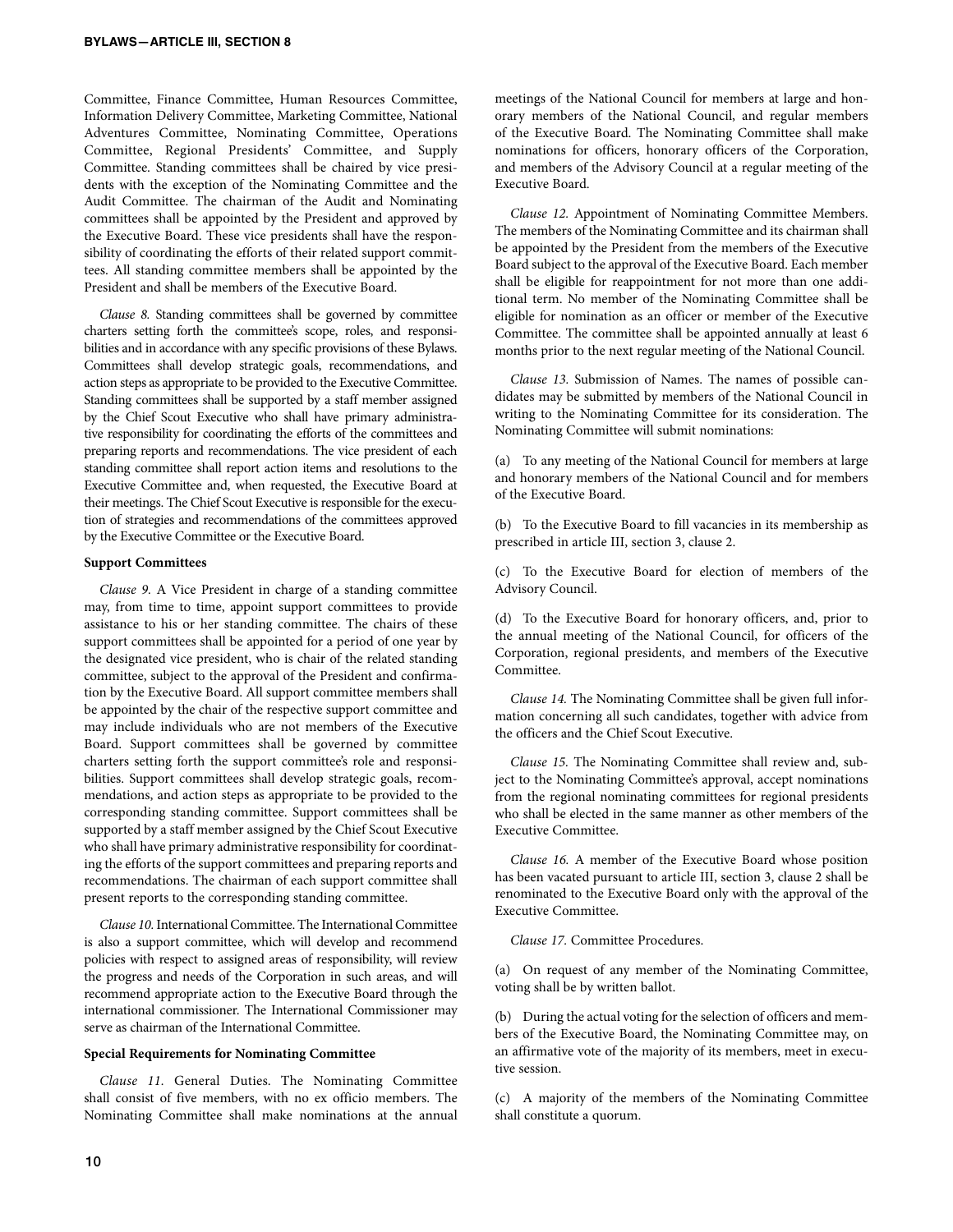Committee, Finance Committee, Human Resources Committee, Information Delivery Committee, Marketing Committee, National Adventures Committee, Nominating Committee, Operations Committee, Regional Presidents' Committee, and Supply Committee. Standing committees shall be chaired by vice presidents with the exception of the Nominating Committee and the Audit Committee. The chairman of the Audit and Nominating committees shall be appointed by the President and approved by the Executive Board. These vice presidents shall have the responsibility of coordinating the efforts of their related support committees. All standing committee members shall be appointed by the President and shall be members of the Executive Board.

*Clause 8.* Standing committees shall be governed by committee charters setting forth the committee's scope, roles, and responsibilities and in accordance with any specific provisions of these Bylaws. Committees shall develop strategic goals, recommendations, and action steps as appropriate to be provided to the Executive Committee. Standing committees shall be supported by a staff member assigned by the Chief Scout Executive who shall have primary administrative responsibility for coordinating the efforts of the committees and preparing reports and recommendations. The vice president of each standing committee shall report action items and resolutions to the Executive Committee and, when requested, the Executive Board at their meetings. The Chief Scout Executive is responsible for the execution of strategies and recommendations of the committees approved by the Executive Committee or the Executive Board.

**Support Committees**

*Clause 9.* A Vice President in charge of a standing committee may, from time to time, appoint support committees to provide assistance to his or her standing committee. The chairs of these support committees shall be appointed for a period of one year by the designated vice president, who is chair of the related standing committee, subject to the approval of the President and confirmation by the Executive Board. All support committee members shall be appointed by the chair of the respective support committee and may include individuals who are not members of the Executive Board. Support committees shall be governed by committee charters setting forth the support committee's role and responsibilities. Support committees shall develop strategic goals, recommendations, and action steps as appropriate to be provided to the corresponding standing committee. Support committees shall be supported by a staff member assigned by the Chief Scout Executive who shall have primary administrative responsibility for coordinating the efforts of the support committees and preparing reports and recommendations. The chairman of each support committee shall present reports to the corresponding standing committee.

*Clause 10.* International Committee. The International Committee is also a support committee, which will develop and recommend policies with respect to assigned areas of responsibility, will review the progress and needs of the Corporation in such areas, and will recommend appropriate action to the Executive Board through the international commissioner. The International Commissioner may serve as chairman of the International Committee.

**Special Requirements for Nominating Committee**

*Clause 11.* General Duties. The Nominating Committee shall consist of five members, with no ex officio members. The Nominating Committee shall make nominations at the annual meetings of the National Council for members at large and honorary members of the National Council, and regular members of the Executive Board. The Nominating Committee shall make nominations for officers, honorary officers of the Corporation, and members of the Advisory Council at a regular meeting of the Executive Board.

*Clause 12.* Appointment of Nominating Committee Members. The members of the Nominating Committee and its chairman shall be appointed by the President from the members of the Executive Board subject to the approval of the Executive Board. Each member shall be eligible for reappointment for not more than one additional term. No member of the Nominating Committee shall be eligible for nomination as an officer or member of the Executive Committee. The committee shall be appointed annually at least 6 months prior to the next regular meeting of the National Council.

*Clause 13.* Submission of Names. The names of possible candidates may be submitted by members of the National Council in writing to the Nominating Committee for its consideration. The Nominating Committee will submit nominations:

(a) To any meeting of the National Council for members at large and honorary members of the National Council and for members of the Executive Board.

(b) To the Executive Board to fill vacancies in its membership as prescribed in article III, section 3, clause 2.

(c) To the Executive Board for election of members of the Advisory Council.

(d) To the Executive Board for honorary officers, and, prior to the annual meeting of the National Council, for officers of the Corporation, regional presidents, and members of the Executive Committee.

*Clause 14.* The Nominating Committee shall be given full information concerning all such candidates, together with advice from the officers and the Chief Scout Executive.

*Clause 15.* The Nominating Committee shall review and, subject to the Nominating Committee's approval, accept nominations from the regional nominating committees for regional presidents who shall be elected in the same manner as other members of the Executive Committee.

*Clause 16.* A member of the Executive Board whose position has been vacated pursuant to article III, section 3, clause 2 shall be renominated to the Executive Board only with the approval of the Executive Committee.

*Clause 17.* Committee Procedures.

(a) On request of any member of the Nominating Committee, voting shall be by written ballot.

(b) During the actual voting for the selection of officers and members of the Executive Board, the Nominating Committee may, on an affirmative vote of the majority of its members, meet in executive session.

(c) A majority of the members of the Nominating Committee shall constitute a quorum.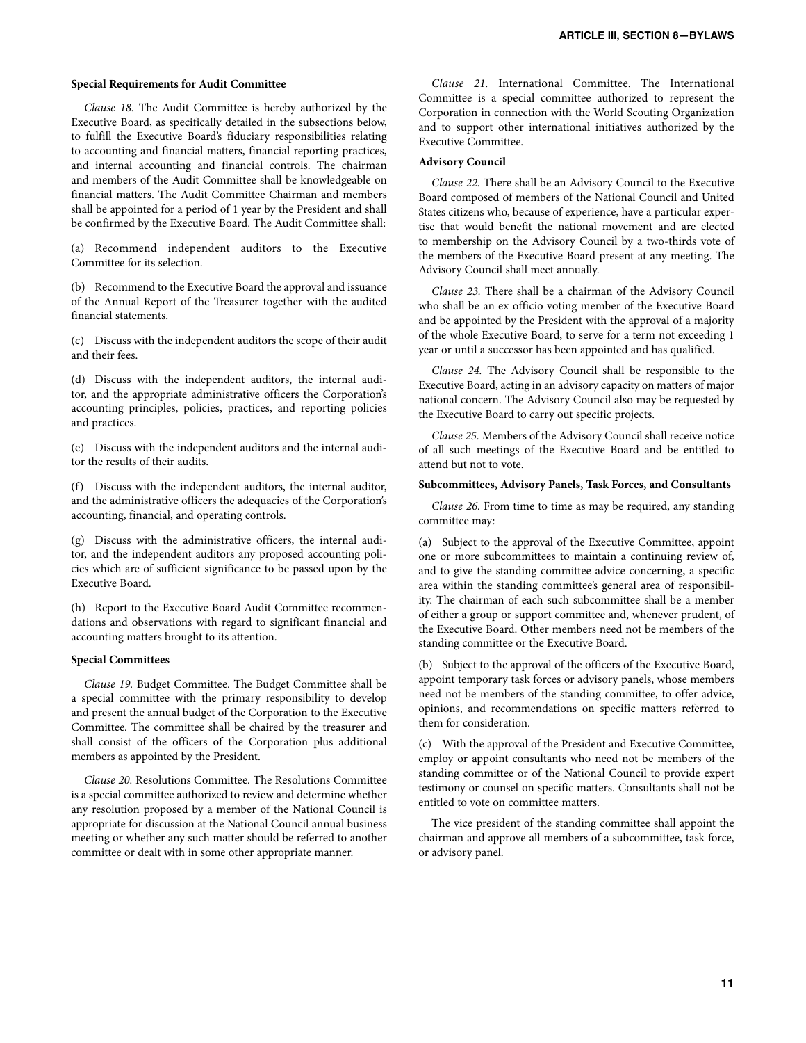**Special Requirements for Audit Committee**

*Clause 18.* The Audit Committee is hereby authorized by the Executive Board, as specifically detailed in the subsections below, to fulfill the Executive Board's fiduciary responsibilities relating to accounting and financial matters, financial reporting practices, and internal accounting and financial controls. The chairman and members of the Audit Committee shall be knowledgeable on financial matters. The Audit Committee Chairman and members shall be appointed for a period of 1 year by the President and shall be confirmed by the Executive Board. The Audit Committee shall:

(a) Recommend independent auditors to the Executive Committee for its selection.

(b) Recommend to the Executive Board the approval and issuance of the Annual Report of the Treasurer together with the audited financial statements.

(c) Discuss with the independent auditors the scope of their audit and their fees.

(d) Discuss with the independent auditors, the internal auditor, and the appropriate administrative officers the Corporation's accounting principles, policies, practices, and reporting policies and practices.

(e) Discuss with the independent auditors and the internal auditor the results of their audits.

(f) Discuss with the independent auditors, the internal auditor, and the administrative officers the adequacies of the Corporation's accounting, financial, and operating controls.

(g) Discuss with the administrative officers, the internal auditor, and the independent auditors any proposed accounting policies which are of sufficient significance to be passed upon by the Executive Board.

(h) Report to the Executive Board Audit Committee recommendations and observations with regard to significant financial and accounting matters brought to its attention.

**Special Committees**

*Clause 19.* Budget Committee. The Budget Committee shall be a special committee with the primary responsibility to develop and present the annual budget of the Corporation to the Executive Committee. The committee shall be chaired by the treasurer and shall consist of the officers of the Corporation plus additional members as appointed by the President.

*Clause 20.* Resolutions Committee. The Resolutions Committee is a special committee authorized to review and determine whether any resolution proposed by a member of the National Council is appropriate for discussion at the National Council annual business meeting or whether any such matter should be referred to another committee or dealt with in some other appropriate manner.

*Clause 21.* International Committee. The International Committee is a special committee authorized to represent the Corporation in connection with the World Scouting Organization and to support other international initiatives authorized by the Executive Committee.

**Advisory Council**

*Clause 22.* There shall be an Advisory Council to the Executive Board composed of members of the National Council and United States citizens who, because of experience, have a particular expertise that would benefit the national movement and are elected to membership on the Advisory Council by a two-thirds vote of the members of the Executive Board present at any meeting. The Advisory Council shall meet annually.

*Clause 23.* There shall be a chairman of the Advisory Council who shall be an ex officio voting member of the Executive Board and be appointed by the President with the approval of a majority of the whole Executive Board, to serve for a term not exceeding 1 year or until a successor has been appointed and has qualified.

*Clause 24.* The Advisory Council shall be responsible to the Executive Board, acting in an advisory capacity on matters of major national concern. The Advisory Council also may be requested by the Executive Board to carry out specific projects.

*Clause 25.* Members of the Advisory Council shall receive notice of all such meetings of the Executive Board and be entitled to attend but not to vote.

**Subcommittees, Advisory Panels, Task Forces, and Consultants**

*Clause 26.* From time to time as may be required, any standing committee may:

(a) Subject to the approval of the Executive Committee, appoint one or more subcommittees to maintain a continuing review of, and to give the standing committee advice concerning, a specific area within the standing committee's general area of responsibility. The chairman of each such subcommittee shall be a member of either a group or support committee and, whenever prudent, of the Executive Board. Other members need not be members of the standing committee or the Executive Board.

(b) Subject to the approval of the officers of the Executive Board, appoint temporary task forces or advisory panels, whose members need not be members of the standing committee, to offer advice, opinions, and recommendations on specific matters referred to them for consideration.

(c) With the approval of the President and Executive Committee, employ or appoint consultants who need not be members of the standing committee or of the National Council to provide expert testimony or counsel on specific matters. Consultants shall not be entitled to vote on committee matters.

The vice president of the standing committee shall appoint the chairman and approve all members of a subcommittee, task force, or advisory panel.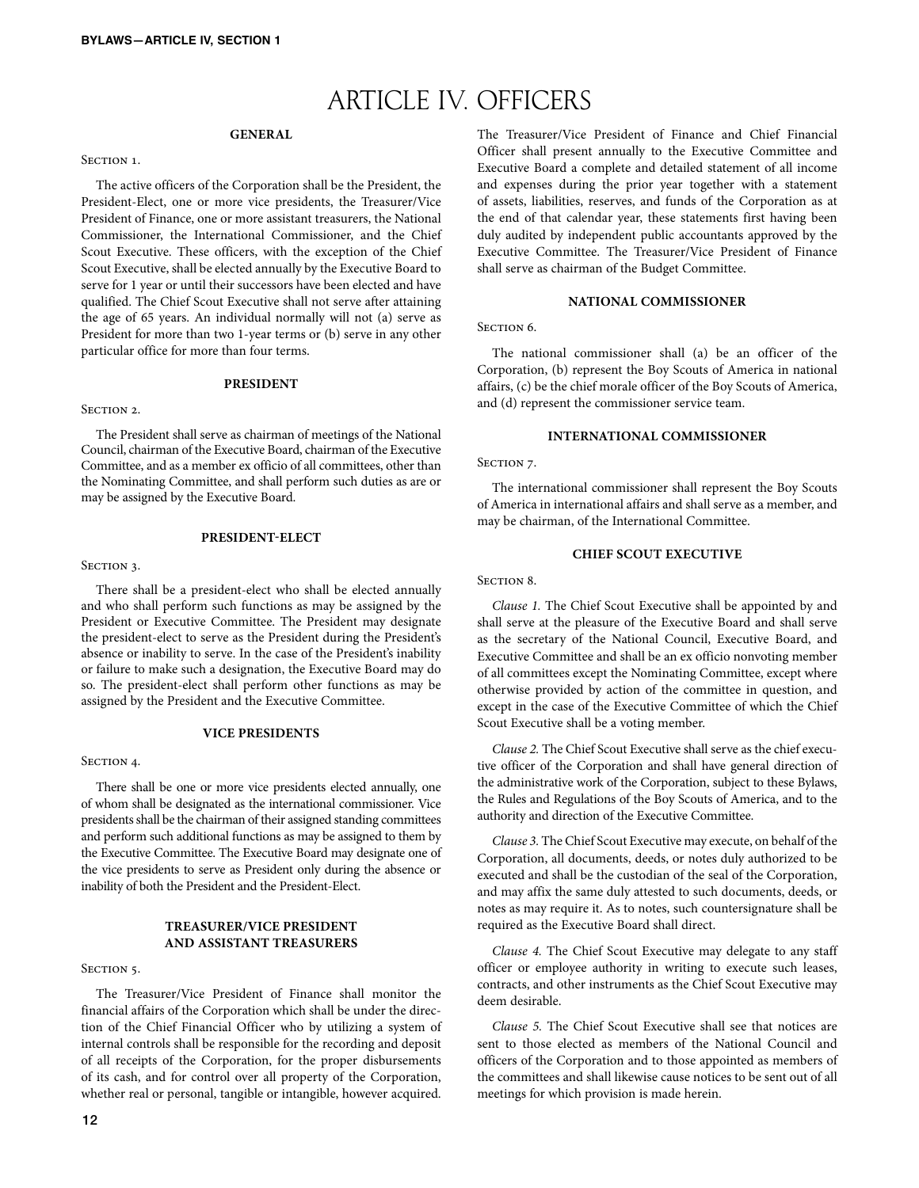# ARTICLE IV. OFFICERS

### GENERAL

Section 1.

The active officers of the Corporation shall be the President, the President-Elect, one or more vice presidents, the Treasurer/Vice President of Finance, one or more assistant treasurers, the National Commissioner, the International Commissioner, and the Chief Scout Executive. These officers, with the exception of the Chief Scout Executive, shall be elected annually by the Executive Board to serve for 1 year or until their successors have been elected and have qualified. The Chief Scout Executive shall not serve after attaining the age of 65 years. An individual normally will not (a) serve as President for more than two 1-year terms or (b) serve in any other particular office for more than four terms.

### PRESIDENT

Section 2.

The President shall serve as chairman of meetings of the National Council, chairman of the Executive Board, chairman of the Executive Committee, and as a member ex officio of all committees, other than the Nominating Committee, and shall perform such duties as are or may be assigned by the Executive Board.

### PRESIDENT-ELECT

Section 3.

There shall be a president-elect who shall be elected annually and who shall perform such functions as may be assigned by the President or Executive Committee. The President may designate the president-elect to serve as the President during the President's absence or inability to serve. In the case of the President's inability or failure to make such a designation, the Executive Board may do so. The president-elect shall perform other functions as may be assigned by the President and the Executive Committee.

### VICE PRESIDENTS

Section 4.

There shall be one or more vice presidents elected annually, one of whom shall be designated as the international commissioner. Vice presidents shall be the chairman of their assigned standing committees and perform such additional functions as may be assigned to them by the Executive Committee. The Executive Board may designate one of the vice presidents to serve as President only during the absence or inability of both the President and the President-Elect.

### TREASURER/VICE PRESIDENT AND ASSISTANT TREASURERS

Section 5.

The Treasurer/Vice President of Finance shall monitor the financial affairs of the Corporation which shall be under the direction of the Chief Financial Officer who by utilizing a system of internal controls shall be responsible for the recording and deposit of all receipts of the Corporation, for the proper disbursements of its cash, and for control over all property of the Corporation, whether real or personal, tangible or intangible, however acquired. The Treasurer/Vice President of Finance and Chief Financial Officer shall present annually to the Executive Committee and Executive Board a complete and detailed statement of all income and expenses during the prior year together with a statement of assets, liabilities, reserves, and funds of the Corporation as at the end of that calendar year, these statements first having been duly audited by independent public accountants approved by the Executive Committee. The Treasurer/Vice President of Finance shall serve as chairman of the Budget Committee.

### NATIONAL COMMISSIONER

Section 6.

The national commissioner shall (a) be an officer of the Corporation, (b) represent the Boy Scouts of America in national affairs, (c) be the chief morale officer of the Boy Scouts of America, and (d) represent the commissioner service team.

### INTERNATIONAL COMMISSIONER

Section 7.

The international commissioner shall represent the Boy Scouts of America in international affairs and shall serve as a member, and may be chairman, of the International Committee.

### CHIEF SCOUT EXECUTIVE

Section 8.

*Clause 1.* The Chief Scout Executive shall be appointed by and shall serve at the pleasure of the Executive Board and shall serve as the secretary of the National Council, Executive Board, and Executive Committee and shall be an ex officio nonvoting member of all committees except the Nominating Committee, except where otherwise provided by action of the committee in question, and except in the case of the Executive Committee of which the Chief Scout Executive shall be a voting member.

*Clause 2.* The Chief Scout Executive shall serve as the chief executive officer of the Corporation and shall have general direction of the administrative work of the Corporation, subject to these Bylaws, the Rules and Regulations of the Boy Scouts of America, and to the authority and direction of the Executive Committee.

*Clause 3.* The Chief Scout Executive may execute, on behalf of the Corporation, all documents, deeds, or notes duly authorized to be executed and shall be the custodian of the seal of the Corporation, and may affix the same duly attested to such documents, deeds, or notes as may require it. As to notes, such countersignature shall be required as the Executive Board shall direct.

*Clause 4.* The Chief Scout Executive may delegate to any staff officer or employee authority in writing to execute such leases, contracts, and other instruments as the Chief Scout Executive may deem desirable.

*Clause 5.* The Chief Scout Executive shall see that notices are sent to those elected as members of the National Council and officers of the Corporation and to those appointed as members of the committees and shall likewise cause notices to be sent out of all meetings for which provision is made herein.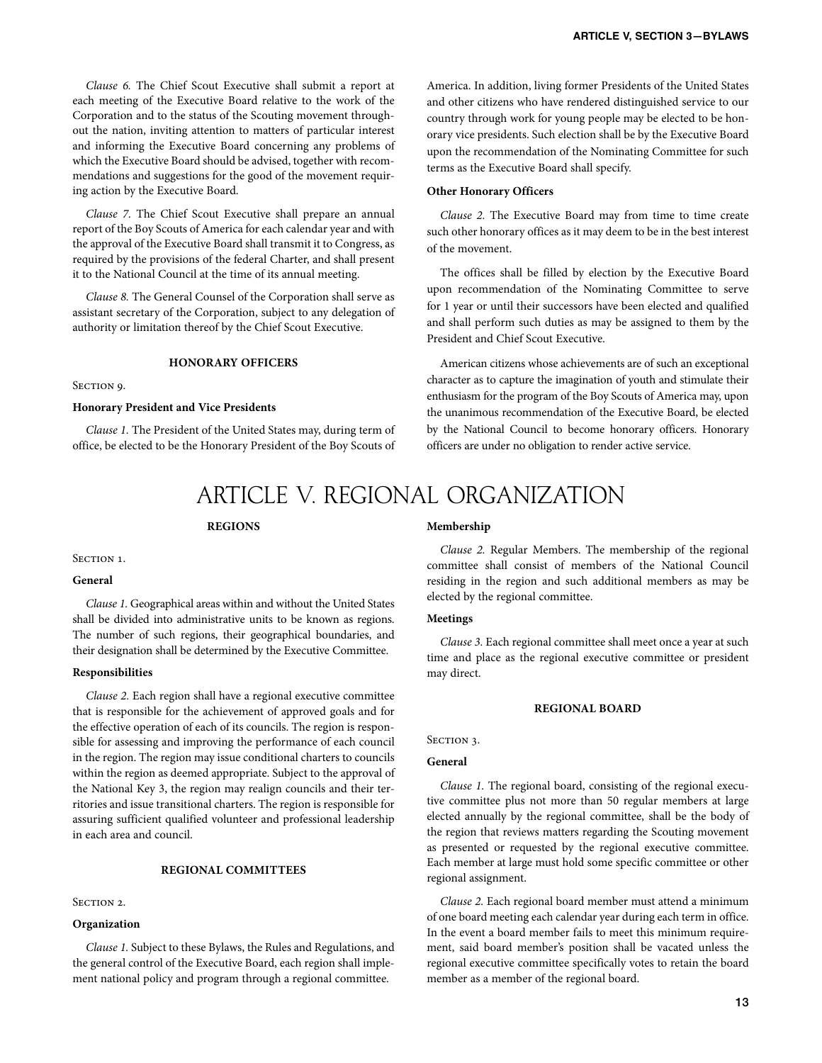*Clause 6.* The Chief Scout Executive shall submit a report at each meeting of the Executive Board relative to the work of the Corporation and to the status of the Scouting movement throughout the nation, inviting attention to matters of particular interest and informing the Executive Board concerning any problems of which the Executive Board should be advised, together with recommendations and suggestions for the good of the movement requiring action by the Executive Board.

*Clause 7.* The Chief Scout Executive shall prepare an annual report of the Boy Scouts of America for each calendar year and with the approval of the Executive Board shall transmit it to Congress, as required by the provisions of the federal Charter, and shall present it to the National Council at the time of its annual meeting.

*Clause 8.* The General Counsel of the Corporation shall serve as assistant secretary of the Corporation, subject to any delegation of authority or limitation thereof by the Chief Scout Executive.

### HONORARY OFFICERS

SECTION 9.

**Honorary President and Vice Presidents**

*Clause 1.* The President of the United States may, during term of office, be elected to be the Honorary President of the Boy Scouts of America. In addition, living former Presidents of the United States and other citizens who have rendered distinguished service to our country through work for young people may be elected to be honorary vice presidents. Such election shall be by the Executive Board upon the recommendation of the Nominating Committee for such terms as the Executive Board shall specify.

**Other Honorary Officers**

*Clause 2.* The Executive Board may from time to time create such other honorary offices as it may deem to be in the best interest of the movement.

The offices shall be filled by election by the Executive Board upon recommendation of the Nominating Committee to serve for 1 year or until their successors have been elected and qualified and shall perform such duties as may be assigned to them by the President and Chief Scout Executive.

American citizens whose achievements are of such an exceptional character as to capture the imagination of youth and stimulate their enthusiasm for the program of the Boy Scouts of America may, upon the unanimous recommendation of the Executive Board, be elected by the National Council to become honorary officers. Honorary officers are under no obligation to render active service.

# ARTICLE V. REGIONAL ORGANIZATION

### REGIONS

SECTION 1.

**General**

*Clause 1.* Geographical areas within and without the United States shall be divided into administrative units to be known as regions. The number of such regions, their geographical boundaries, and their designation shall be determined by the Executive Committee.

**Responsibilities**

*Clause 2.* Each region shall have a regional executive committee that is responsible for the achievement of approved goals and for the effective operation of each of its councils. The region is responsible for assessing and improving the performance of each council in the region. The region may issue conditional charters to councils within the region as deemed appropriate. Subject to the approval of the National Key 3, the region may realign councils and their territories and issue transitional charters. The region is responsible for assuring sufficient qualified volunteer and professional leadership in each area and council.

### REGIONAL COMMITTEES

SECTION 2.

**Organization**

*Clause 1.* Subject to these Bylaws, the Rules and Regulations, and the general control of the Executive Board, each region shall implement national policy and program through a regional committee.

**Membership**

*Clause 2.* Regular Members. The membership of the regional committee shall consist of members of the National Council residing in the region and such additional members as may be elected by the regional committee.

**Meetings**

*Clause 3.* Each regional committee shall meet once a year at such time and place as the regional executive committee or president may direct.

### REGIONAL BOARD

SECTION 3.

**General**

*Clause 1.* The regional board, consisting of the regional executive committee plus not more than 50 regular members at large elected annually by the regional committee, shall be the body of the region that reviews matters regarding the Scouting movement as presented or requested by the regional executive committee. Each member at large must hold some specific committee or other regional assignment.

*Clause 2.* Each regional board member must attend a minimum of one board meeting each calendar year during each term in office. In the event a board member fails to meet this minimum requirement, said board member's position shall be vacated unless the regional executive committee specifically votes to retain the board member as a member of the regional board.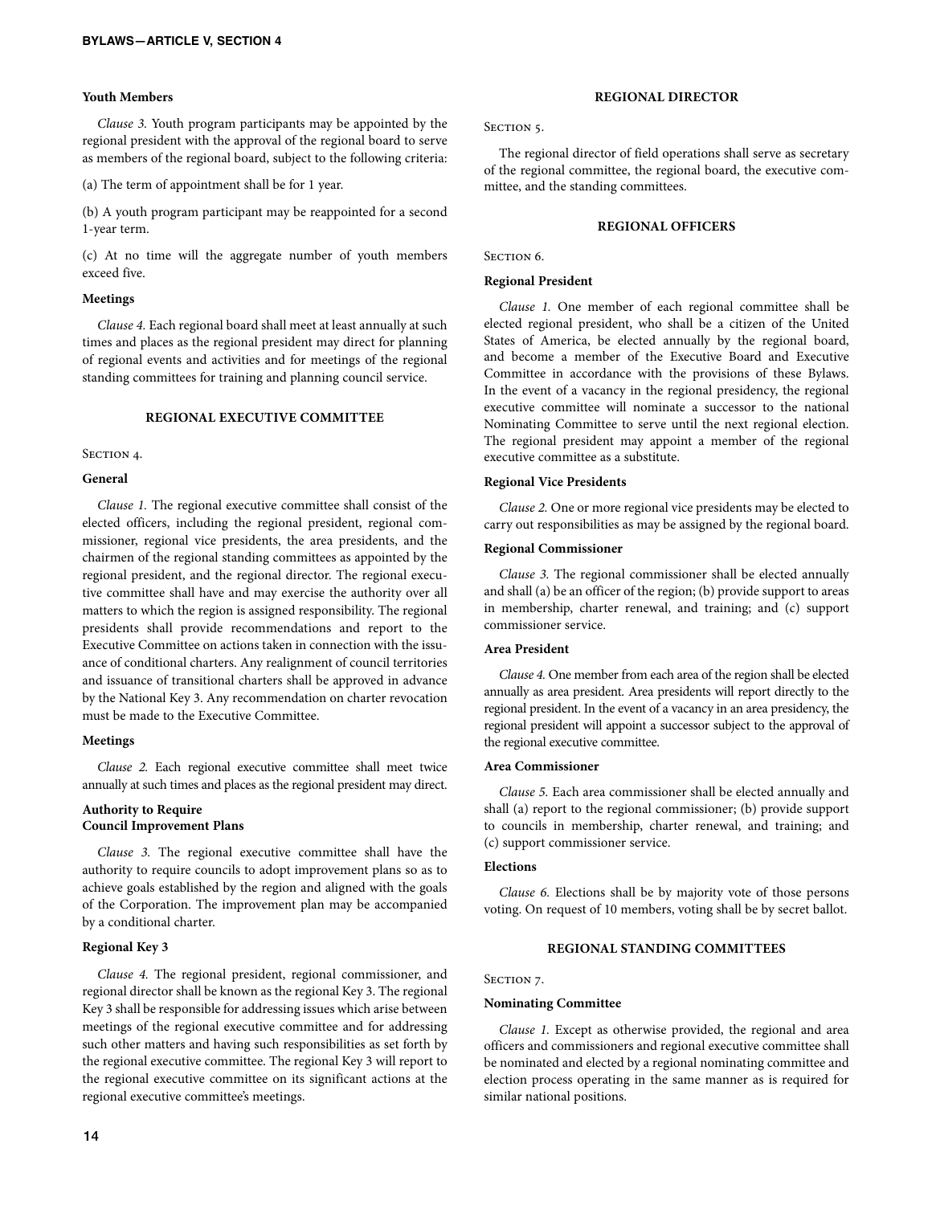### Youth Members

*Clause 3.* Youth program participants may be appointed by the regional president with the approval of the regional board to serve as members of the regional board, subject to the following criteria:

(a) The term of appointment shall be for 1 year.

(b) A youth program participant may be reappointed for a second 1-year term.

(c) At no time will the aggregate number of youth members exceed five.

### Meetings

*Clause 4.* Each regional board shall meet at least annually at such times and places as the regional president may direct for planning of regional events and activities and for meetings of the regional standing committees for training and planning council service.

## REGIONAL EXECUTIVE COMMITTEE

SECTION 4.

### General

*Clause 1.* The regional executive committee shall consist of the elected officers, including the regional president, regional commissioner, regional vice presidents, the area presidents, and the chairmen of the regional standing committees as appointed by the regional president, and the regional director. The regional executive committee shall have and may exercise the authority over all matters to which the region is assigned responsibility. The regional presidents shall provide recommendations and report to the Executive Committee on actions taken in connection with the issuance of conditional charters. Any realignment of council territories and issuance of transitional charters shall be approved in advance by the National Key 3. Any recommendation on charter revocation must be made to the Executive Committee.

### Meetings

*Clause 2.* Each regional executive committee shall meet twice annually at such times and places as the regional president may direct.

### Authority to Require Council Improvement Plans

*Clause 3.* The regional executive committee shall have the authority to require councils to adopt improvement plans so as to achieve goals established by the region and aligned with the goals of the Corporation. The improvement plan may be accompanied by a conditional charter.

### Regional Key 3

*Clause 4.* The regional president, regional commissioner, and regional director shall be known as the regional Key 3. The regional Key 3 shall be responsible for addressing issues which arise between meetings of the regional executive committee and for addressing such other matters and having such responsibilities as set forth by the regional executive committee. The regional Key 3 will report to the regional executive committee on its significant actions at the regional executive committee's meetings.

## REGIONAL DIRECTOR

SECTION 5.

The regional director of field operations shall serve as secretary of the regional committee, the regional board, the executive committee, and the standing committees.

## REGIONAL OFFICERS

SECTION 6.

### Regional President

*Clause 1.* One member of each regional committee shall be elected regional president, who shall be a citizen of the United States of America, be elected annually by the regional board, and become a member of the Executive Board and Executive Committee in accordance with the provisions of these Bylaws. In the event of a vacancy in the regional presidency, the regional executive committee will nominate a successor to the national Nominating Committee to serve until the next regional election. The regional president may appoint a member of the regional executive committee as a substitute.

### Regional Vice Presidents

*Clause 2.* One or more regional vice presidents may be elected to carry out responsibilities as may be assigned by the regional board.

### Regional Commissioner

*Clause 3.* The regional commissioner shall be elected annually and shall (a) be an officer of the region; (b) provide support to areas in membership, charter renewal, and training; and (c) support commissioner service.

### Area President

*Clause 4.* One member from each area of the region shall be elected annually as area president. Area presidents will report directly to the regional president. In the event of a vacancy in an area presidency, the regional president will appoint a successor subject to the approval of the regional executive committee.

### Area Commissioner

*Clause 5.* Each area commissioner shall be elected annually and shall (a) report to the regional commissioner; (b) provide support to councils in membership, charter renewal, and training; and (c) support commissioner service.

### Elections

*Clause 6.* Elections shall be by majority vote of those persons voting. On request of 10 members, voting shall be by secret ballot.

## REGIONAL STANDING COMMITTEES

SECTION 7.

### Nominating Committee

*Clause 1.* Except as otherwise provided, the regional and area officers and commissioners and regional executive committee shall be nominated and elected by a regional nominating committee and election process operating in the same manner as is required for similar national positions.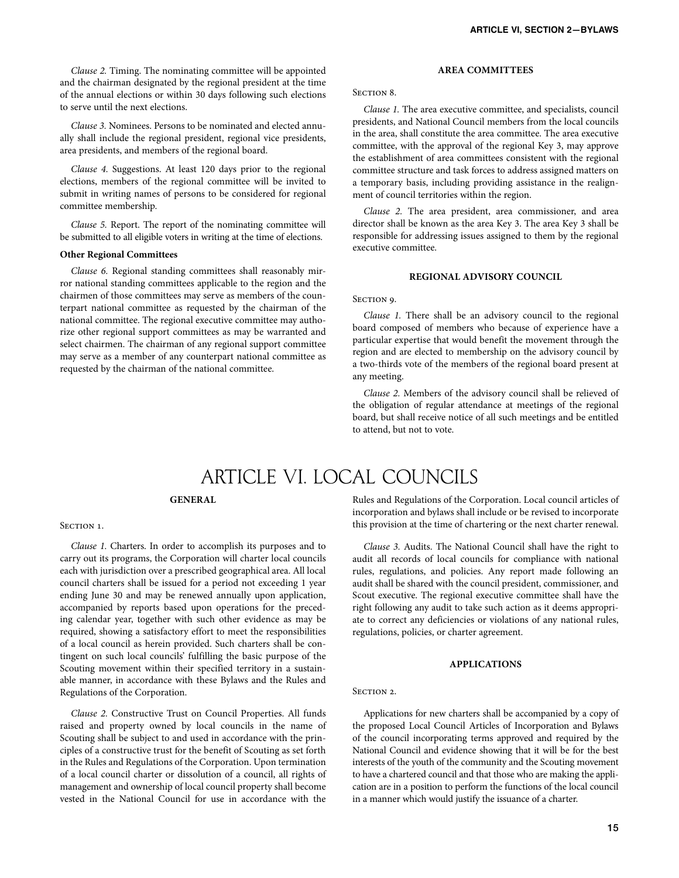*Clause 2.* Timing. The nominating committee will be appointed and the chairman designated by the regional president at the time of the annual elections or within 30 days following such elections to serve until the next elections.

*Clause 3.* Nominees. Persons to be nominated and elected annually shall include the regional president, regional vice presidents, area presidents, and members of the regional board.

*Clause 4.* Suggestions. At least 120 days prior to the regional elections, members of the regional committee will be invited to submit in writing names of persons to be considered for regional committee membership.

*Clause 5.* Report. The report of the nominating committee will be submitted to all eligible voters in writing at the time of elections.

**Other Regional Committees**

*Clause 6.* Regional standing committees shall reasonably mirror national standing committees applicable to the region and the chairmen of those committees may serve as members of the counterpart national committee as requested by the chairman of the national committee. The regional executive committee may authorize other regional support committees as may be warranted and select chairmen. The chairman of any regional support committee may serve as a member of any counterpart national committee as requested by the chairman of the national committee.

### AREA COMMITTEES

Section 8.

*Clause 1.* The area executive committee, and specialists, council presidents, and National Council members from the local councils in the area, shall constitute the area committee. The area executive committee, with the approval of the regional Key 3, may approve the establishment of area committees consistent with the regional committee structure and task forces to address assigned matters on a temporary basis, including providing assistance in the realignment of council territories within the region.

*Clause 2.* The area president, area commissioner, and area director shall be known as the area Key 3. The area Key 3 shall be responsible for addressing issues assigned to them by the regional executive committee.

### REGIONAL ADVISORY COUNCIL

Section 9.

*Clause 1.* There shall be an advisory council to the regional board composed of members who because of experience have a particular expertise that would benefit the movement through the region and are elected to membership on the advisory council by a two-thirds vote of the members of the regional board present at any meeting.

*Clause 2.* Members of the advisory council shall be relieved of the obligation of regular attendance at meetings of the regional board, but shall receive notice of all such meetings and be entitled to attend, but not to vote.

# ARTICLE VI. LOCAL COUNCILS

### GENERAL

Section 1.

*Clause 1.* Charters. In order to accomplish its purposes and to carry out its programs, the Corporation will charter local councils each with jurisdiction over a prescribed geographical area. All local council charters shall be issued for a period not exceeding 1 year ending June 30 and may be renewed annually upon application, accompanied by reports based upon operations for the preceding calendar year, together with such other evidence as may be required, showing a satisfactory effort to meet the responsibilities of a local council as herein provided. Such charters shall be contingent on such local councils' fulfilling the basic purpose of the Scouting movement within their specified territory in a sustainable manner, in accordance with these Bylaws and the Rules and Regulations of the Corporation.

*Clause 2.* Constructive Trust on Council Properties. All funds raised and property owned by local councils in the name of Scouting shall be subject to and used in accordance with the principles of a constructive trust for the benefit of Scouting as set forth in the Rules and Regulations of the Corporation. Upon termination of a local council charter or dissolution of a council, all rights of management and ownership of local council property shall become vested in the National Council for use in accordance with the Rules and Regulations of the Corporation. Local council articles of incorporation and bylaws shall include or be revised to incorporate this provision at the time of chartering or the next charter renewal.

*Clause 3.* Audits. The National Council shall have the right to audit all records of local councils for compliance with national rules, regulations, and policies. Any report made following an audit shall be shared with the council president, commissioner, and Scout executive. The regional executive committee shall have the right following any audit to take such action as it deems appropriate to correct any deficiencies or violations of any national rules, regulations, policies, or charter agreement.

### APPLICATIONS

Section 2.

Applications for new charters shall be accompanied by a copy of the proposed Local Council Articles of Incorporation and Bylaws of the council incorporating terms approved and required by the National Council and evidence showing that it will be for the best interests of the youth of the community and the Scouting movement to have a chartered council and that those who are making the application are in a position to perform the functions of the local council in a manner which would justify the issuance of a charter.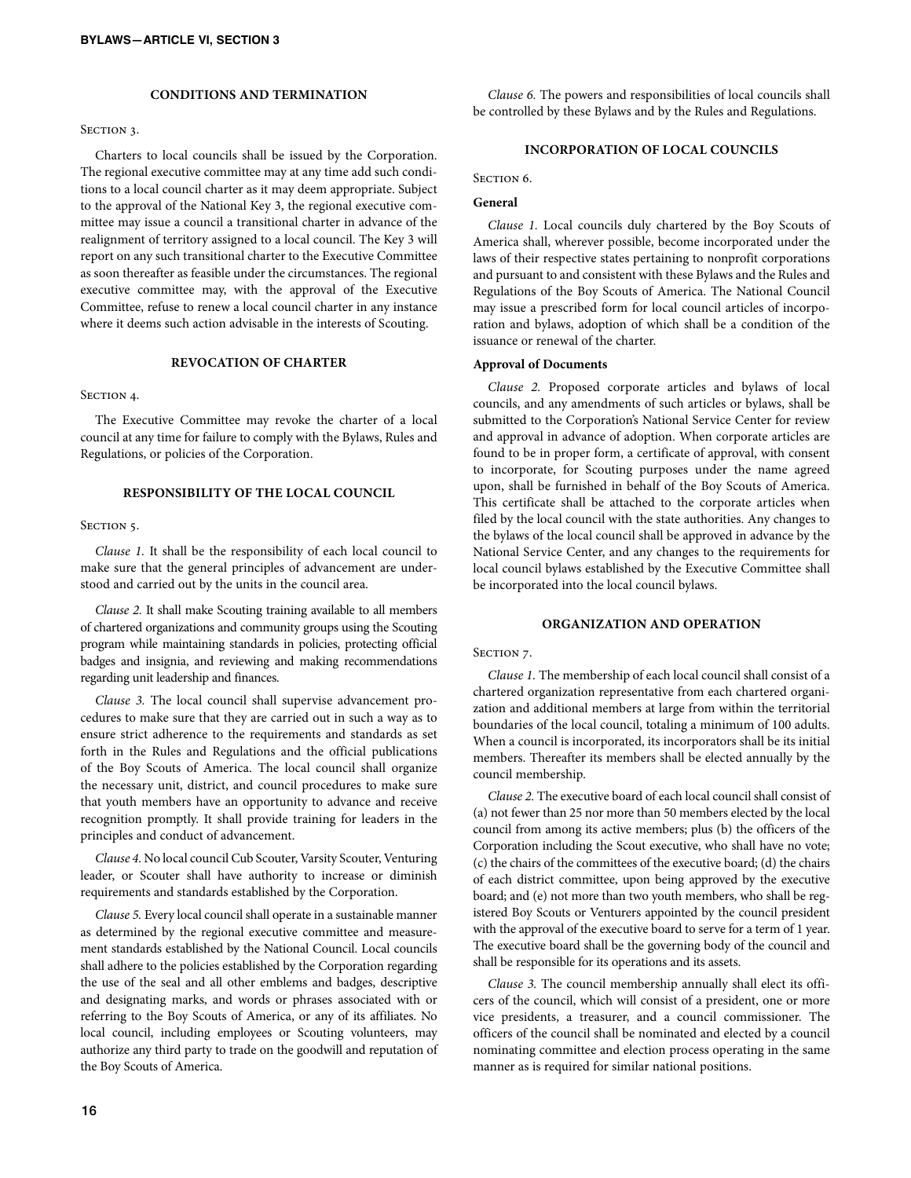### CONDITIONS AND TERMINATION

SECTION 3.

Charters to local councils shall be issued by the Corporation. The regional executive committee may at any time add such conditions to a local council charter as it may deem appropriate. Subject to the approval of the National Key 3, the regional executive committee may issue a council a transitional charter in advance of the realignment of territory assigned to a local council. The Key 3 will report on any such transitional charter to the Executive Committee as soon thereafter as feasible under the circumstances. The regional executive committee may, with the approval of the Executive Committee, refuse to renew a local council charter in any instance where it deems such action advisable in the interests of Scouting.

### REVOCATION OF CHARTER

SECTION 4.

The Executive Committee may revoke the charter of a local council at any time for failure to comply with the Bylaws, Rules and Regulations, or policies of the Corporation.

### RESPONSIBILITY OF THE LOCAL COUNCIL

SECTION 5.

*Clause 1.* It shall be the responsibility of each local council to make sure that the general principles of advancement are understood and carried out by the units in the council area.

*Clause 2.* It shall make Scouting training available to all members of chartered organizations and community groups using the Scouting program while maintaining standards in policies, protecting official badges and insignia, and reviewing and making recommendations regarding unit leadership and finances.

*Clause 3.* The local council shall supervise advancement procedures to make sure that they are carried out in such a way as to ensure strict adherence to the requirements and standards as set forth in the Rules and Regulations and the official publications of the Boy Scouts of America. The local council shall organize the necessary unit, district, and council procedures to make sure that youth members have an opportunity to advance and receive recognition promptly. It shall provide training for leaders in the principles and conduct of advancement.

*Clause 4.* No local council Cub Scouter, Varsity Scouter, Venturing leader, or Scouter shall have authority to increase or diminish requirements and standards established by the Corporation.

*Clause 5.* Every local council shall operate in a sustainable manner as determined by the regional executive committee and measurement standards established by the National Council. Local councils shall adhere to the policies established by the Corporation regarding the use of the seal and all other emblems and badges, descriptive and designating marks, and words or phrases associated with or referring to the Boy Scouts of America, or any of its affiliates. No local council, including employees or Scouting volunteers, may authorize any third party to trade on the goodwill and reputation of the Boy Scouts of America.

*Clause 6.* The powers and responsibilities of local councils shall be controlled by these Bylaws and by the Rules and Regulations.

### INCORPORATION OF LOCAL COUNCILS

SECTION 6.

**General**

*Clause 1.* Local councils duly chartered by the Boy Scouts of America shall, wherever possible, become incorporated under the laws of their respective states pertaining to nonprofit corporations and pursuant to and consistent with these Bylaws and the Rules and Regulations of the Boy Scouts of America. The National Council may issue a prescribed form for local council articles of incorporation and bylaws, adoption of which shall be a condition of the issuance or renewal of the charter.

**Approval of Documents**

*Clause 2.* Proposed corporate articles and bylaws of local councils, and any amendments of such articles or bylaws, shall be submitted to the Corporation's National Service Center for review and approval in advance of adoption. When corporate articles are found to be in proper form, a certificate of approval, with consent to incorporate, for Scouting purposes under the name agreed upon, shall be furnished in behalf of the Boy Scouts of America. This certificate shall be attached to the corporate articles when filed by the local council with the state authorities. Any changes to the bylaws of the local council shall be approved in advance by the National Service Center, and any changes to the requirements for local council bylaws established by the Executive Committee shall be incorporated into the local council bylaws.

### ORGANIZATION AND OPERATION

SECTION 7.

*Clause 1.* The membership of each local council shall consist of a chartered organization representative from each chartered organization and additional members at large from within the territorial boundaries of the local council, totaling a minimum of 100 adults. When a council is incorporated, its incorporators shall be its initial members. Thereafter its members shall be elected annually by the council membership.

*Clause 2.* The executive board of each local council shall consist of (a) not fewer than 25 nor more than 50 members elected by the local council from among its active members; plus (b) the officers of the Corporation including the Scout executive, who shall have no vote; (c) the chairs of the committees of the executive board; (d) the chairs of each district committee, upon being approved by the executive board; and (e) not more than two youth members, who shall be registered Boy Scouts or Venturers appointed by the council president with the approval of the executive board to serve for a term of 1 year. The executive board shall be the governing body of the council and shall be responsible for its operations and its assets.

*Clause 3.* The council membership annually shall elect its officers of the council, which will consist of a president, one or more vice presidents, a treasurer, and a council commissioner. The officers of the council shall be nominated and elected by a council nominating committee and election process operating in the same manner as is required for similar national positions.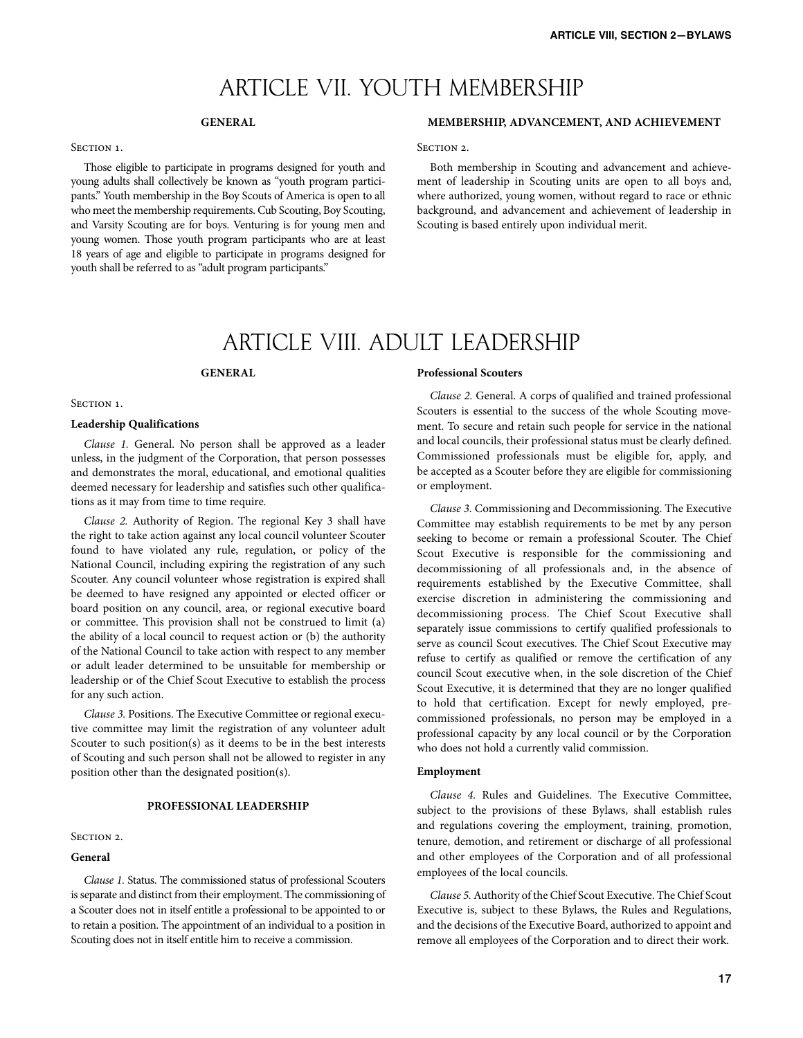# ARTICLE VII. YOUTH MEMBERSHIP

### GENERAL

Section 1.

Those eligible to participate in programs designed for youth and young adults shall collectively be known as "youth program participants." Youth membership in the Boy Scouts of America is open to all who meet the membership requirements. Cub Scouting, Boy Scouting, and Varsity Scouting are for boys. Venturing is for young men and young women. Those youth program participants who are at least 18 years of age and eligible to participate in programs designed for youth shall be referred to as "adult program participants."

### MEMBERSHIP, ADVANCEMENT, AND ACHIEVEMENT

Section 2.

Both membership in Scouting and advancement and achievement of leadership in Scouting units are open to all boys and, where authorized, young women, without regard to race or ethnic background, and advancement and achievement of leadership in Scouting is based entirely upon individual merit.

# ARTICLE VIII. ADULT LEADERSHIP

### GENERAL

Section 1.

**Leadership Qualifications**

*Clause 1.* General. No person shall be approved as a leader unless, in the judgment of the Corporation, that person possesses and demonstrates the moral, educational, and emotional qualities deemed necessary for leadership and satisfies such other qualifications as it may from time to time require.

*Clause 2.* Authority of Region. The regional Key 3 shall have the right to take action against any local council volunteer Scouter found to have violated any rule, regulation, or policy of the National Council, including expiring the registration of any such Scouter. Any council volunteer whose registration is expired shall be deemed to have resigned any appointed or elected officer or board position on any council, area, or regional executive board or committee. This provision shall not be construed to limit (a) the ability of a local council to request action or (b) the authority of the National Council to take action with respect to any member or adult leader determined to be unsuitable for membership or leadership or of the Chief Scout Executive to establish the process for any such action.

*Clause 3.* Positions. The Executive Committee or regional executive committee may limit the registration of any volunteer adult Scouter to such position(s) as it deems to be in the best interests of Scouting and such person shall not be allowed to register in any position other than the designated position(s).

### PROFESSIONAL LEADERSHIP

Section 2.

**General**

*Clause 1.* Status. The commissioned status of professional Scouters is separate and distinct from their employment. The commissioning of a Scouter does not in itself entitle a professional to be appointed to or to retain a position. The appointment of an individual to a position in Scouting does not in itself entitle him to receive a commission.

**Professional Scouters**

*Clause 2.* General. A corps of qualified and trained professional Scouters is essential to the success of the whole Scouting movement. To secure and retain such people for service in the national and local councils, their professional status must be clearly defined. Commissioned professionals must be eligible for, apply, and be accepted as a Scouter before they are eligible for commissioning or employment.

*Clause 3.* Commissioning and Decommissioning. The Executive Committee may establish requirements to be met by any person seeking to become or remain a professional Scouter. The Chief Scout Executive is responsible for the commissioning and decommissioning of all professionals and, in the absence of requirements established by the Executive Committee, shall exercise discretion in administering the commissioning and decommissioning process. The Chief Scout Executive shall separately issue commissions to certify qualified professionals to serve as council Scout executives. The Chief Scout Executive may refuse to certify as qualified or remove the certification of any council Scout executive when, in the sole discretion of the Chief Scout Executive, it is determined that they are no longer qualified to hold that certification. Except for newly employed, pre-commissioned professionals, no person may be employed in a professional capacity by any local council or by the Corporation who does not hold a currently valid commission.

**Employment**

*Clause 4.* Rules and Guidelines. The Executive Committee, subject to the provisions of these Bylaws, shall establish rules and regulations covering the employment, training, promotion, tenure, demotion, and retirement or discharge of all professional and other employees of the Corporation and of all professional employees of the local councils.

*Clause 5.* Authority of the Chief Scout Executive. The Chief Scout Executive is, subject to these Bylaws, the Rules and Regulations, and the decisions of the Executive Board, authorized to appoint and remove all employees of the Corporation and to direct their work.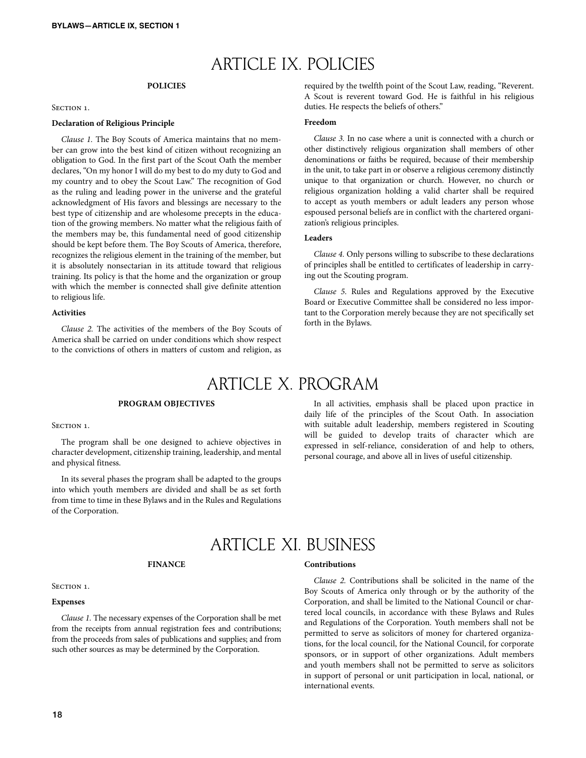# ARTICLE IX. POLICIES

### POLICIES

SECTION 1.

**Declaration of Religious Principle**

*Clause 1.* The Boy Scouts of America maintains that no member can grow into the best kind of citizen without recognizing an obligation to God. In the first part of the Scout Oath the member declares, "On my honor I will do my best to do my duty to God and my country and to obey the Scout Law." The recognition of God as the ruling and leading power in the universe and the grateful acknowledgment of His favors and blessings are necessary to the best type of citizenship and are wholesome precepts in the education of the growing members. No matter what the religious faith of the members may be, this fundamental need of good citizenship should be kept before them. The Boy Scouts of America, therefore, recognizes the religious element in the training of the member, but it is absolutely nonsectarian in its attitude toward that religious training. Its policy is that the home and the organization or group with which the member is connected shall give definite attention to religious life.

**Activities**

*Clause 2.* The activities of the members of the Boy Scouts of America shall be carried on under conditions which show respect to the convictions of others in matters of custom and religion, as required by the twelfth point of the Scout Law, reading, "Reverent. A Scout is reverent toward God. He is faithful in his religious duties. He respects the beliefs of others."

**Freedom**

*Clause 3.* In no case where a unit is connected with a church or other distinctively religious organization shall members of other denominations or faiths be required, because of their membership in the unit, to take part in or observe a religious ceremony distinctly unique to that organization or church. However, no church or religious organization holding a valid charter shall be required to accept as youth members or adult leaders any person whose espoused personal beliefs are in conflict with the chartered organization's religious principles.

**Leaders**

*Clause 4.* Only persons willing to subscribe to these declarations of principles shall be entitled to certificates of leadership in carrying out the Scouting program.

*Clause 5.* Rules and Regulations approved by the Executive Board or Executive Committee shall be considered no less important to the Corporation merely because they are not specifically set forth in the Bylaws.

# ARTICLE X. PROGRAM

### PROGRAM OBJECTIVES

SECTION 1.

The program shall be one designed to achieve objectives in character development, citizenship training, leadership, and mental and physical fitness.

In its several phases the program shall be adapted to the groups into which youth members are divided and shall be as set forth from time to time in these Bylaws and in the Rules and Regulations of the Corporation.

In all activities, emphasis shall be placed upon practice in daily life of the principles of the Scout Oath. In association with suitable adult leadership, members registered in Scouting will be guided to develop traits of character which are expressed in self-reliance, consideration of and help to others, personal courage, and above all in lives of useful citizenship.

# ARTICLE XI. BUSINESS

### FINANCE

SECTION 1.

**Expenses**

*Clause 1.* The necessary expenses of the Corporation shall be met from the receipts from annual registration fees and contributions; from the proceeds from sales of publications and supplies; and from such other sources as may be determined by the Corporation.

**Contributions**

*Clause 2.* Contributions shall be solicited in the name of the Boy Scouts of America only through or by the authority of the Corporation, and shall be limited to the National Council or chartered local councils, in accordance with these Bylaws and Rules and Regulations of the Corporation. Youth members shall not be permitted to serve as solicitors of money for chartered organizations, for the local council, for the National Council, for corporate sponsors, or in support of other organizations. Adult members and youth members shall not be permitted to serve as solicitors in support of personal or unit participation in local, national, or international events.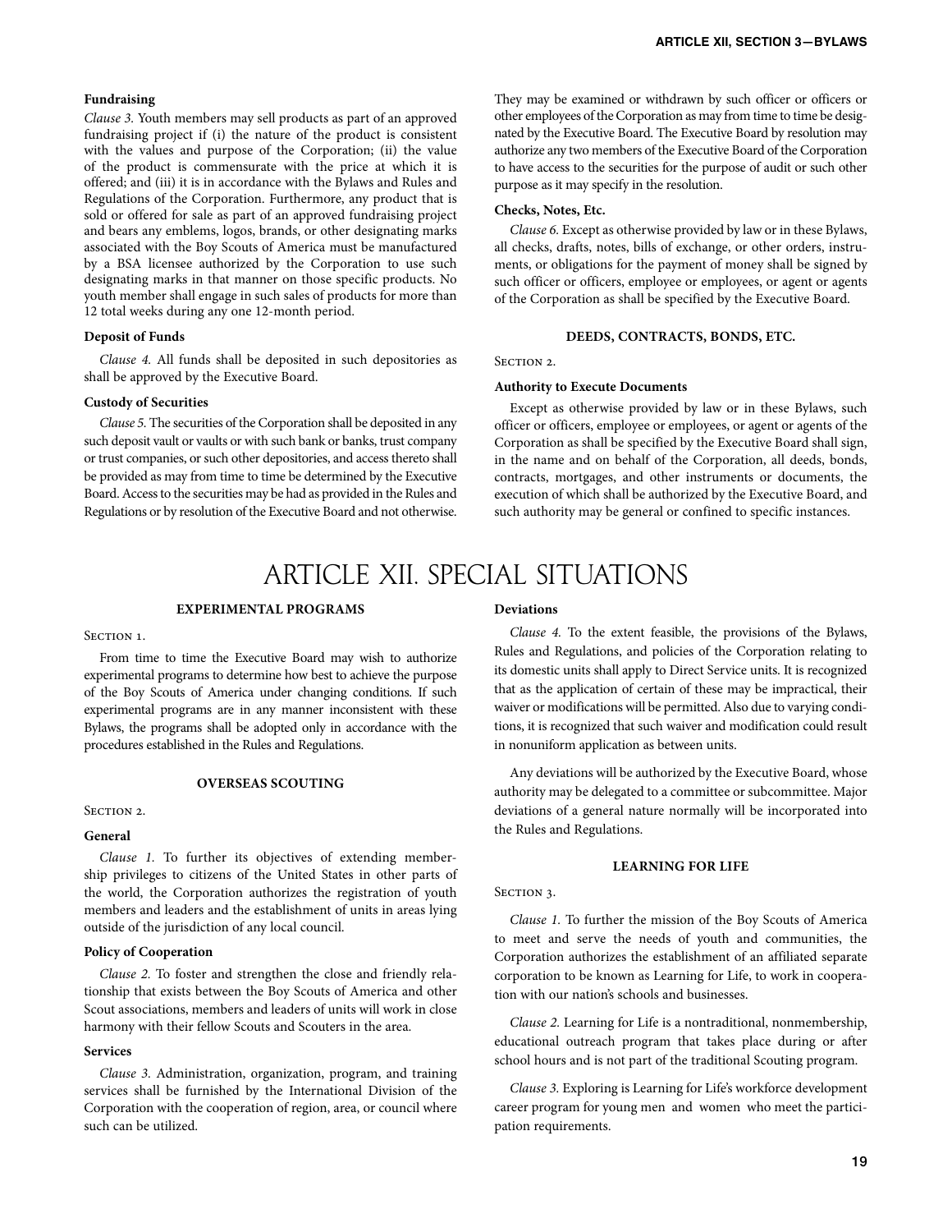**Fundraising**

*Clause 3.* Youth members may sell products as part of an approved fundraising project if (i) the nature of the product is consistent with the values and purpose of the Corporation; (ii) the value of the product is commensurate with the price at which it is offered; and (iii) it is in accordance with the Bylaws and Rules and Regulations of the Corporation. Furthermore, any product that is sold or offered for sale as part of an approved fundraising project and bears any emblems, logos, brands, or other designating marks associated with the Boy Scouts of America must be manufactured by a BSA licensee authorized by the Corporation to use such designating marks in that manner on those specific products. No youth member shall engage in such sales of products for more than 12 total weeks during any one 12-month period.

**Deposit of Funds**

*Clause 4.* All funds shall be deposited in such depositories as shall be approved by the Executive Board.

**Custody of Securities**

*Clause 5.* The securities of the Corporation shall be deposited in any such deposit vault or vaults or with such bank or banks, trust company or trust companies, or such other depositories, and access thereto shall be provided as may from time to time be determined by the Executive Board. Access to the securities may be had as provided in the Rules and Regulations or by resolution of the Executive Board and not otherwise. They may be examined or withdrawn by such officer or officers or other employees of the Corporation as may from time to time be designated by the Executive Board. The Executive Board by resolution may authorize any two members of the Executive Board of the Corporation to have access to the securities for the purpose of audit or such other purpose as it may specify in the resolution.

**Checks, Notes, Etc.**

*Clause 6.* Except as otherwise provided by law or in these Bylaws, all checks, drafts, notes, bills of exchange, or other orders, instruments, or obligations for the payment of money shall be signed by such officer or officers, employee or employees, or agent or agents of the Corporation as shall be specified by the Executive Board.

### DEEDS, CONTRACTS, BONDS, ETC.

Section 2.

**Authority to Execute Documents**

Except as otherwise provided by law or in these Bylaws, such officer or officers, employee or employees, or agent or agents of the Corporation as shall be specified by the Executive Board shall sign, in the name and on behalf of the Corporation, all deeds, bonds, contracts, mortgages, and other instruments or documents, the execution of which shall be authorized by the Executive Board, and such authority may be general or confined to specific instances.

# ARTICLE XII. SPECIAL SITUATIONS

### EXPERIMENTAL PROGRAMS

Section 1.

From time to time the Executive Board may wish to authorize experimental programs to determine how best to achieve the purpose of the Boy Scouts of America under changing conditions. If such experimental programs are in any manner inconsistent with these Bylaws, the programs shall be adopted only in accordance with the procedures established in the Rules and Regulations.

### OVERSEAS SCOUTING

Section 2.

**General**

*Clause 1.* To further its objectives of extending membership privileges to citizens of the United States in other parts of the world, the Corporation authorizes the registration of youth members and leaders and the establishment of units in areas lying outside of the jurisdiction of any local council.

**Policy of Cooperation**

*Clause 2.* To foster and strengthen the close and friendly relationship that exists between the Boy Scouts of America and other Scout associations, members and leaders of units will work in close harmony with their fellow Scouts and Scouters in the area.

**Services**

*Clause 3.* Administration, organization, program, and training services shall be furnished by the International Division of the Corporation with the cooperation of region, area, or council where such can be utilized.

**Deviations**

*Clause 4.* To the extent feasible, the provisions of the Bylaws, Rules and Regulations, and policies of the Corporation relating to its domestic units shall apply to Direct Service units. It is recognized that as the application of certain of these may be impractical, their waiver or modifications will be permitted. Also due to varying conditions, it is recognized that such waiver and modification could result in nonuniform application as between units.

Any deviations will be authorized by the Executive Board, whose authority may be delegated to a committee or subcommittee. Major deviations of a general nature normally will be incorporated into the Rules and Regulations.

### LEARNING FOR LIFE

Section 3.

*Clause 1.* To further the mission of the Boy Scouts of America to meet and serve the needs of youth and communities, the Corporation authorizes the establishment of an affiliated separate corporation to be known as Learning for Life, to work in cooperation with our nation's schools and businesses.

*Clause 2.* Learning for Life is a nontraditional, nonmembership, educational outreach program that takes place during or after school hours and is not part of the traditional Scouting program.

*Clause 3.* Exploring is Learning for Life's workforce development career program for young men and women who meet the participation requirements.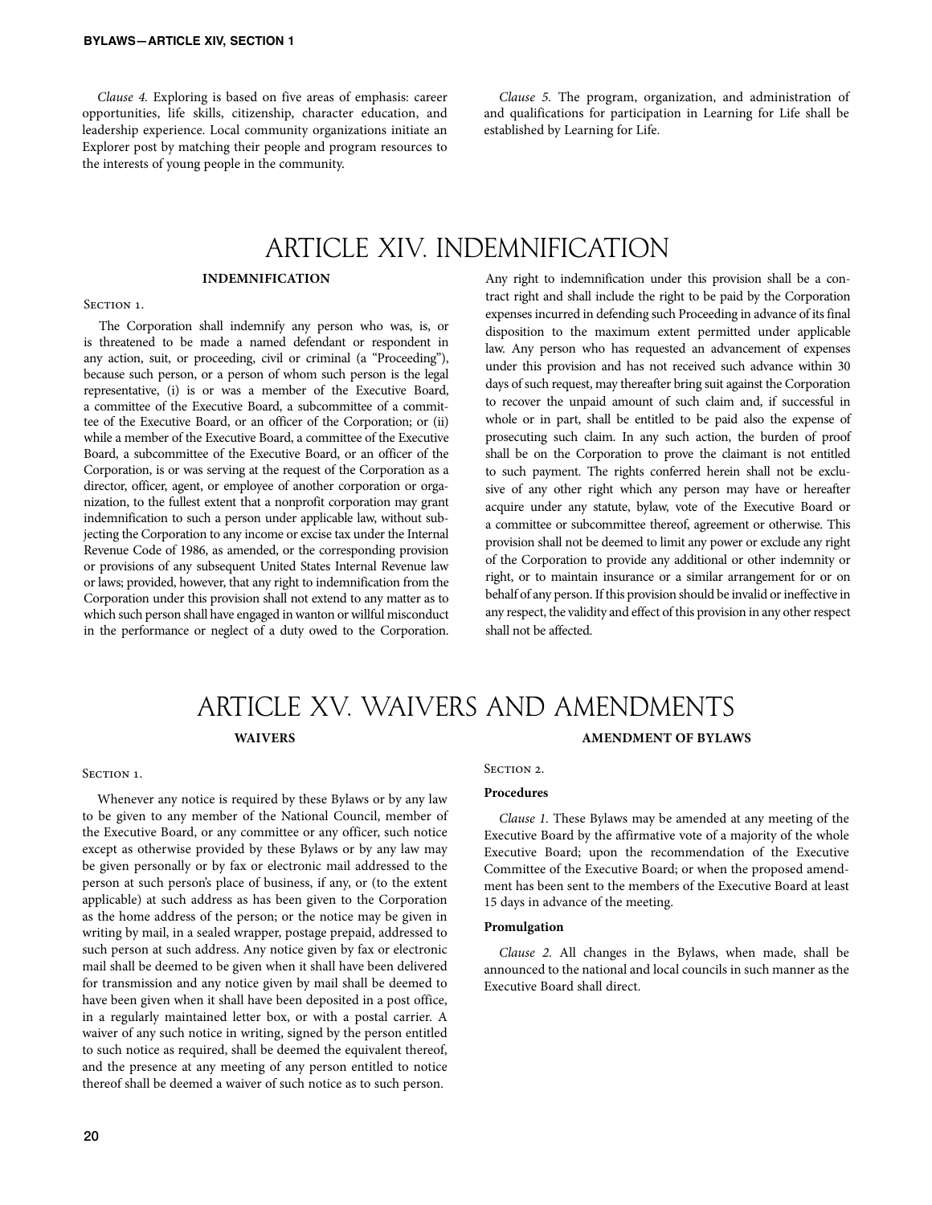*Clause 4.* Exploring is based on five areas of emphasis: career opportunities, life skills, citizenship, character education, and leadership experience. Local community organizations initiate an Explorer post by matching their people and program resources to the interests of young people in the community.

*Clause 5.* The program, organization, and administration of and qualifications for participation in Learning for Life shall be established by Learning for Life.

# ARTICLE XIV. INDEMNIFICATION

### INDEMNIFICATION

Section 1.

The Corporation shall indemnify any person who was, is, or is threatened to be made a named defendant or respondent in any action, suit, or proceeding, civil or criminal (a "Proceeding"), because such person, or a person of whom such person is the legal representative, (i) is or was a member of the Executive Board, a committee of the Executive Board, a subcommittee of a committee of the Executive Board, or an officer of the Corporation; or (ii) while a member of the Executive Board, a committee of the Executive Board, a subcommittee of the Executive Board, or an officer of the Corporation, is or was serving at the request of the Corporation as a director, officer, agent, or employee of another corporation or organization, to the fullest extent that a nonprofit corporation may grant indemnification to such a person under applicable law, without subjecting the Corporation to any income or excise tax under the Internal Revenue Code of 1986, as amended, or the corresponding provision or provisions of any subsequent United States Internal Revenue law or laws; provided, however, that any right to indemnification from the Corporation under this provision shall not extend to any matter as to which such person shall have engaged in wanton or willful misconduct in the performance or neglect of a duty owed to the Corporation. Any right to indemnification under this provision shall be a contract right and shall include the right to be paid by the Corporation expenses incurred in defending such Proceeding in advance of its final disposition to the maximum extent permitted under applicable law. Any person who has requested an advancement of expenses under this provision and has not received such advance within 30 days of such request, may thereafter bring suit against the Corporation to recover the unpaid amount of such claim and, if successful in whole or in part, shall be entitled to be paid also the expense of prosecuting such claim. In any such action, the burden of proof shall be on the Corporation to prove the claimant is not entitled to such payment. The rights conferred herein shall not be exclusive of any other right which any person may have or hereafter acquire under any statute, bylaw, vote of the Executive Board or a committee or subcommittee thereof, agreement or otherwise. This provision shall not be deemed to limit any power or exclude any right of the Corporation to provide any additional or other indemnity or right, or to maintain insurance or a similar arrangement for or on behalf of any person. If this provision should be invalid or ineffective in any respect, the validity and effect of this provision in any other respect shall not be affected.

# ARTICLE XV. WAIVERS AND AMENDMENTS

### WAIVERS

Section 1.

Whenever any notice is required by these Bylaws or by any law to be given to any member of the National Council, member of the Executive Board, or any committee or any officer, such notice except as otherwise provided by these Bylaws or by any law may be given personally or by fax or electronic mail addressed to the person at such person's place of business, if any, or (to the extent applicable) at such address as has been given to the Corporation as the home address of the person; or the notice may be given in writing by mail, in a sealed wrapper, postage prepaid, addressed to such person at such address. Any notice given by fax or electronic mail shall be deemed to be given when it shall have been delivered for transmission and any notice given by mail shall be deemed to have been given when it shall have been deposited in a post office, in a regularly maintained letter box, or with a postal carrier. A waiver of any such notice in writing, signed by the person entitled to such notice as required, shall be deemed the equivalent thereof, and the presence at any meeting of any person entitled to notice thereof shall be deemed a waiver of such notice as to such person.

### AMENDMENT OF BYLAWS

Section 2.

**Procedures**

*Clause 1.* These Bylaws may be amended at any meeting of the Executive Board by the affirmative vote of a majority of the whole Executive Board; upon the recommendation of the Executive Committee of the Executive Board; or when the proposed amendment has been sent to the members of the Executive Board at least 15 days in advance of the meeting.

**Promulgation**

*Clause 2.* All changes in the Bylaws, when made, shall be announced to the national and local councils in such manner as the Executive Board shall direct.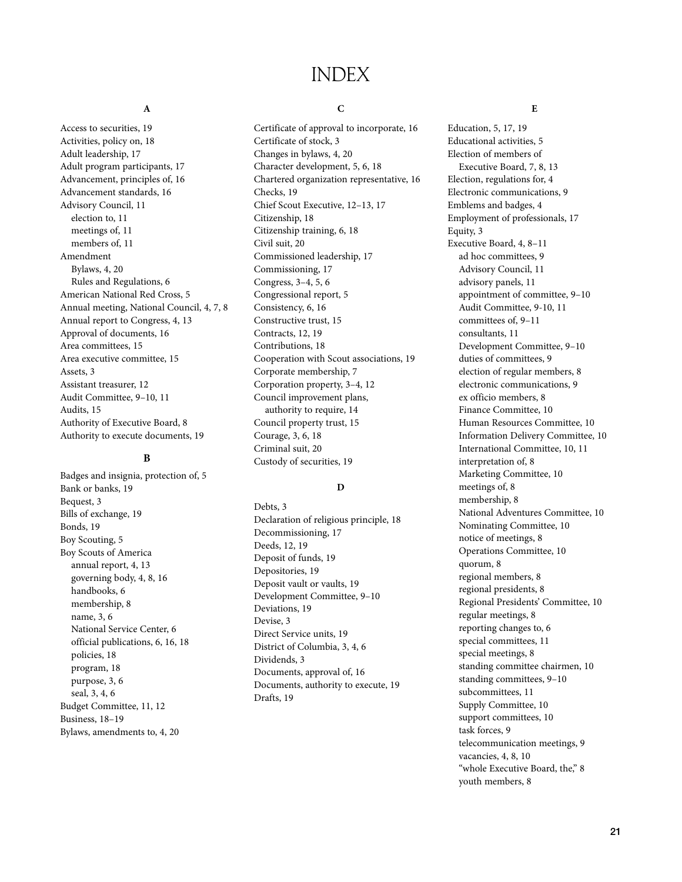# INDEX

### A

Access to securities, 19
Activities, policy on, 18
Adult leadership, 17
Adult program participants, 17
Advancement, principles of, 16
Advancement standards, 16
Advisory Council, 11
- election to, 11
- meetings of, 11
- members of, 11

Amendment
- Bylaws, 4, 20
- Rules and Regulations, 6

American National Red Cross, 5
Annual meeting, National Council, 4, 7, 8
Annual report to Congress, 4, 13
Approval of documents, 16
Area committees, 15
Area executive committee, 15
Assets, 3
Assistant treasurer, 12
Audit Committee, 9–10, 11
Audits, 15
Authority of Executive Board, 8
Authority to execute documents, 19

### B

Badges and insignia, protection of, 5
Bank or banks, 19
Bequest, 3
Bills of exchange, 19
Bonds, 19
Boy Scouting, 5
Boy Scouts of America
- annual report, 4, 13
- governing body, 4, 8, 16
- handbooks, 6
- membership, 8
- name, 3, 6
- National Service Center, 6
- official publications, 6, 16, 18
- policies, 18
- program, 18
- purpose, 3, 6
- seal, 3, 4, 6

Budget Committee, 11, 12
Business, 18–19
Bylaws, amendments to, 4, 20

### C

Certificate of approval to incorporate, 16
Certificate of stock, 3
Changes in bylaws, 4, 20
Character development, 5, 6, 18
Chartered organization representative, 16
Checks, 19
Chief Scout Executive, 12–13, 17
Citizenship, 18
Citizenship training, 6, 18
Civil suit, 20
Commissioned leadership, 17
Commissioning, 17
Congress, 3–4, 5, 6
Congressional report, 5
Consistency, 6, 16
Constructive trust, 15
Contracts, 12, 19
Contributions, 18
Cooperation with Scout associations, 19
Corporate membership, 7
Corporation property, 3–4, 12
Council improvement plans, authority to require, 14
Council property trust, 15
Courage, 3, 6, 18
Criminal suit, 20
Custody of securities, 19

### D

Debts, 3
Declaration of religious principle, 18
Decommissioning, 17
Deeds, 12, 19
Deposit of funds, 19
Depositories, 19
Deposit vault or vaults, 19
Development Committee, 9–10
Deviations, 19
Devise, 3
Direct Service units, 19
District of Columbia, 3, 4, 6
Dividends, 3
Documents, approval of, 16
Documents, authority to execute, 19
Drafts, 19

### E

Education, 5, 17, 19
Educational activities, 5
Election of members of Executive Board, 7, 8, 13
Election, regulations for, 4
Electronic communications, 9
Emblems and badges, 4
Employment of professionals, 17
Equity, 3
Executive Board, 4, 8–11
- ad hoc committees, 9
- Advisory Council, 11
- advisory panels, 11
- appointment of committee, 9–10
- Audit Committee, 9-10, 11
- committees of, 9–11
- consultants, 11
- Development Committee, 9–10
- duties of committees, 9
- election of regular members, 8
- electronic communications, 9
- ex officio members, 8
- Finance Committee, 10
- Human Resources Committee, 10
- Information Delivery Committee, 10
- International Committee, 10, 11
- interpretation of, 8
- Marketing Committee, 10
- meetings of, 8
- membership, 8
- National Adventures Committee, 10
- Nominating Committee, 10
- notice of meetings, 8
- Operations Committee, 10
- quorum, 8
- regional members, 8
- regional presidents, 8
- Regional Presidents' Committee, 10
- regular meetings, 8
- reporting changes to, 6
- special committees, 11
- special meetings, 8
- standing committee chairmen, 10
- standing committees, 9–10
- subcommittees, 11
- Supply Committee, 10
- support committees, 10
- task forces, 9
- telecommunication meetings, 9
- vacancies, 4, 8, 10
- "whole Executive Board, the," 8
- youth members, 8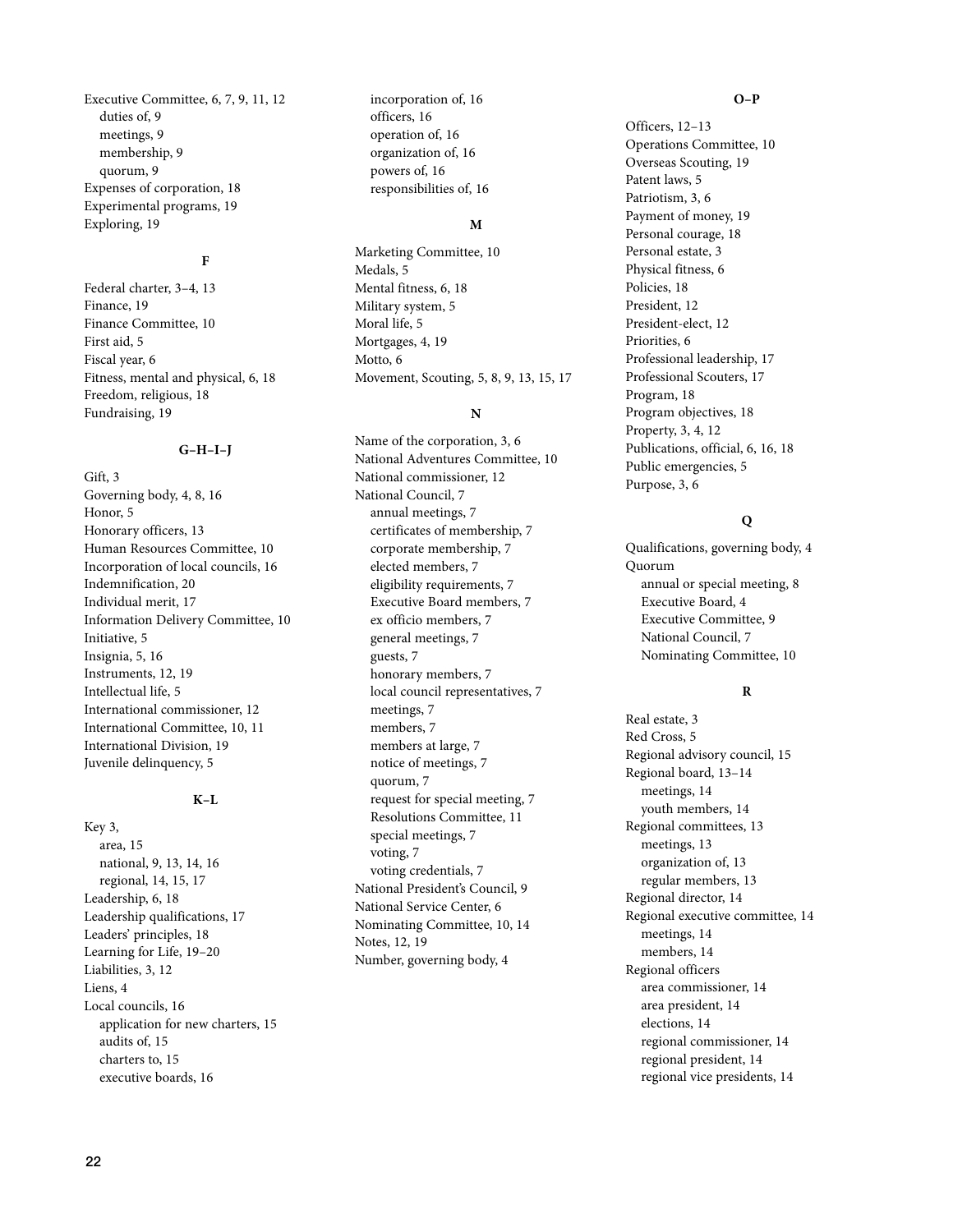Executive Committee, 6, 7, 9, 11, 12
- duties of, 9
- meetings, 9
- membership, 9
- quorum, 9

Expenses of corporation, 18
Experimental programs, 19
Exploring, 19

**F**

Federal charter, 3–4, 13
Finance, 19
Finance Committee, 10
First aid, 5
Fiscal year, 6
Fitness, mental and physical, 6, 18
Freedom, religious, 18
Fundraising, 19

**G–H–I–J**

Gift, 3
Governing body, 4, 8, 16
Honor, 5
Honorary officers, 13
Human Resources Committee, 10
Incorporation of local councils, 16
Indemnification, 20
Individual merit, 17
Information Delivery Committee, 10
Initiative, 5
Insignia, 5, 16
Instruments, 12, 19
Intellectual life, 5
International commissioner, 12
International Committee, 10, 11
International Division, 19
Juvenile delinquency, 5

**K–L**

Key 3,
- area, 15
- national, 9, 13, 14, 16
- regional, 14, 15, 17

Leadership, 6, 18
Leadership qualifications, 17
Leaders' principles, 18
Learning for Life, 19–20
Liabilities, 3, 12
Liens, 4
Local councils, 16
- application for new charters, 15
- audits of, 15
- charters to, 15
- executive boards, 16
- incorporation of, 16
- officers, 16
- operation of, 16
- organization of, 16
- powers of, 16
- responsibilities of, 16

**M**

Marketing Committee, 10
Medals, 5
Mental fitness, 6, 18
Military system, 5
Moral life, 5
Mortgages, 4, 19
Motto, 6
Movement, Scouting, 5, 8, 9, 13, 15, 17

**N**

Name of the corporation, 3, 6
National Adventures Committee, 10
National commissioner, 12
National Council, 7
- annual meetings, 7
- certificates of membership, 7
- corporate membership, 7
- elected members, 7
- eligibility requirements, 7
- Executive Board members, 7
- ex officio members, 7
- general meetings, 7
- guests, 7
- honorary members, 7
- local council representatives, 7
- meetings, 7
- members, 7
- members at large, 7
- notice of meetings, 7
- quorum, 7
- request for special meeting, 7
- Resolutions Committee, 11
- special meetings, 7
- voting, 7
- voting credentials, 7

National President's Council, 9
National Service Center, 6
Nominating Committee, 10, 14
Notes, 12, 19
Number, governing body, 4

**O–P**

Officers, 12–13
Operations Committee, 10
Overseas Scouting, 19
Patent laws, 5
Patriotism, 3, 6
Payment of money, 19
Personal courage, 18
Personal estate, 3
Physical fitness, 6
Policies, 18
President, 12
President-elect, 12
Priorities, 6
Professional leadership, 17
Professional Scouters, 17
Program, 18
Program objectives, 18
Property, 3, 4, 12
Publications, official, 6, 16, 18
Public emergencies, 5
Purpose, 3, 6

**Q**

Qualifications, governing body, 4
Quorum
- annual or special meeting, 8
- Executive Board, 4
- Executive Committee, 9
- National Council, 7
- Nominating Committee, 10

**R**

Real estate, 3
Red Cross, 5
Regional advisory council, 15
Regional board, 13–14
- meetings, 14
- youth members, 14

Regional committees, 13
- meetings, 13
- organization of, 13
- regular members, 13

Regional director, 14
Regional executive committee, 14
- meetings, 14
- members, 14

Regional officers
- area commissioner, 14
- area president, 14
- elections, 14
- regional commissioner, 14
- regional president, 14
- regional vice presidents, 14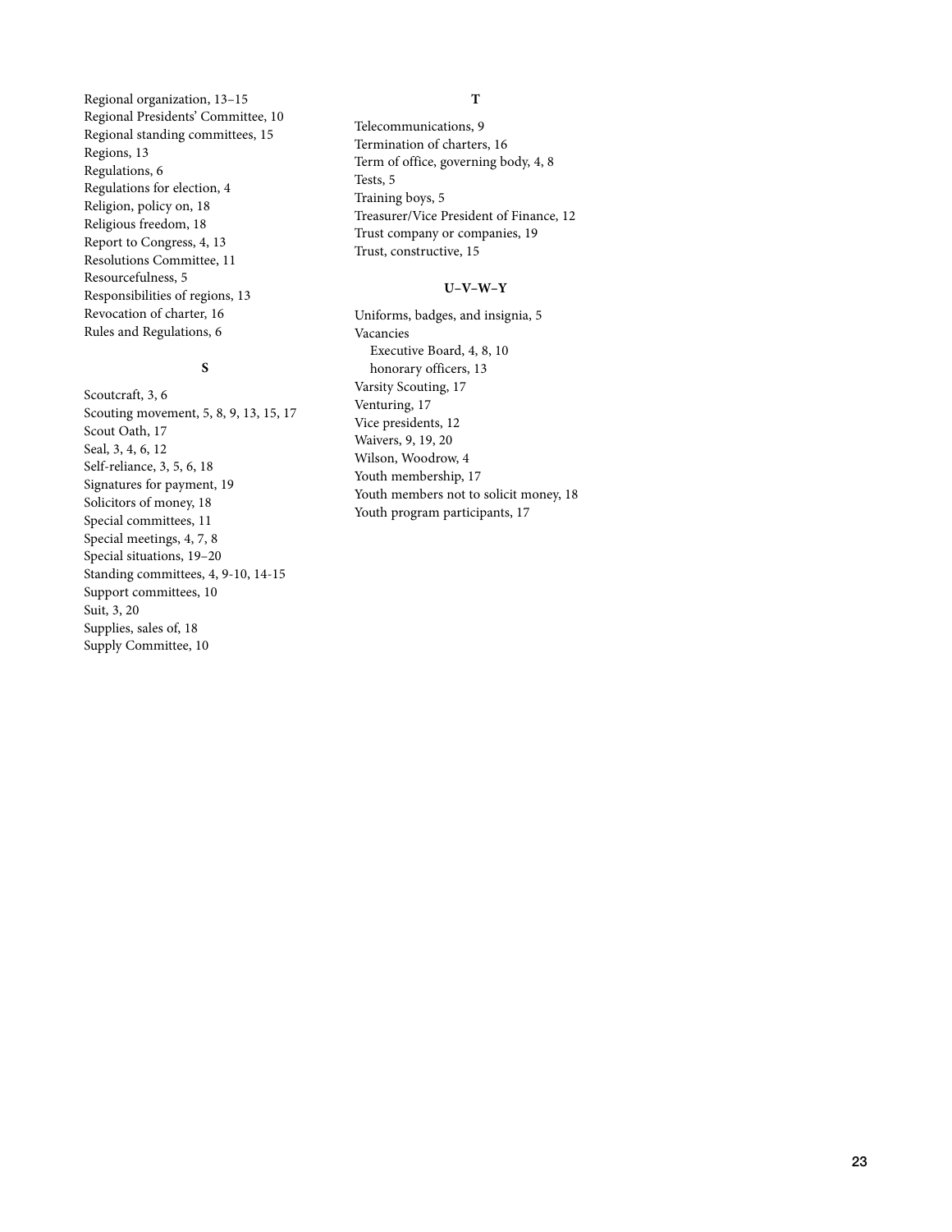Regional organization, 13–15
Regional Presidents' Committee, 10
Regional standing committees, 15
Regions, 13
Regulations, 6
Regulations for election, 4
Religion, policy on, 18
Religious freedom, 18
Report to Congress, 4, 13
Resolutions Committee, 11
Resourcefulness, 5
Responsibilities of regions, 13
Revocation of charter, 16
Rules and Regulations, 6

**S**

Scoutcraft, 3, 6
Scouting movement, 5, 8, 9, 13, 15, 17
Scout Oath, 17
Seal, 3, 4, 6, 12
Self-reliance, 3, 5, 6, 18
Signatures for payment, 19
Solicitors of money, 18
Special committees, 11
Special meetings, 4, 7, 8
Special situations, 19–20
Standing committees, 4, 9-10, 14-15
Support committees, 10
Suit, 3, 20
Supplies, sales of, 18
Supply Committee, 10

**T**

Telecommunications, 9
Termination of charters, 16
Term of office, governing body, 4, 8
Tests, 5
Training boys, 5
Treasurer/Vice President of Finance, 12
Trust company or companies, 19
Trust, constructive, 15

**U–V–W–Y**

Uniforms, badges, and insignia, 5
Vacancies
  Executive Board, 4, 8, 10
  honorary officers, 13
Varsity Scouting, 17
Venturing, 17
Vice presidents, 12
Waivers, 9, 19, 20
Wilson, Woodrow, 4
Youth membership, 17
Youth members not to solicit money, 18
Youth program participants, 17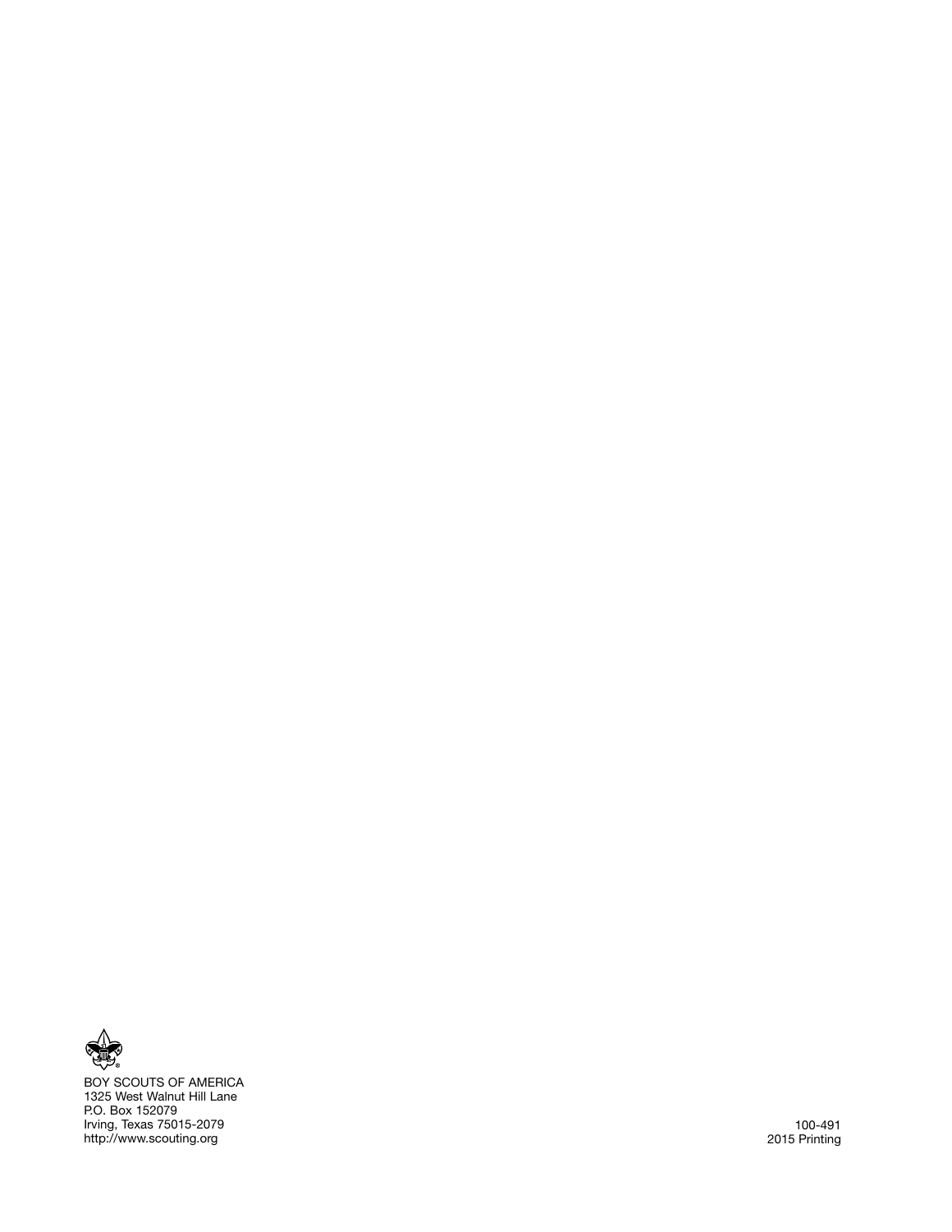BOY SCOUTS OF AMERICA
1325 West Walnut Hill Lane
P.O. Box 152079
Irving, Texas 75015-2079
http://www.scouting.org

100-491
2015 Printing